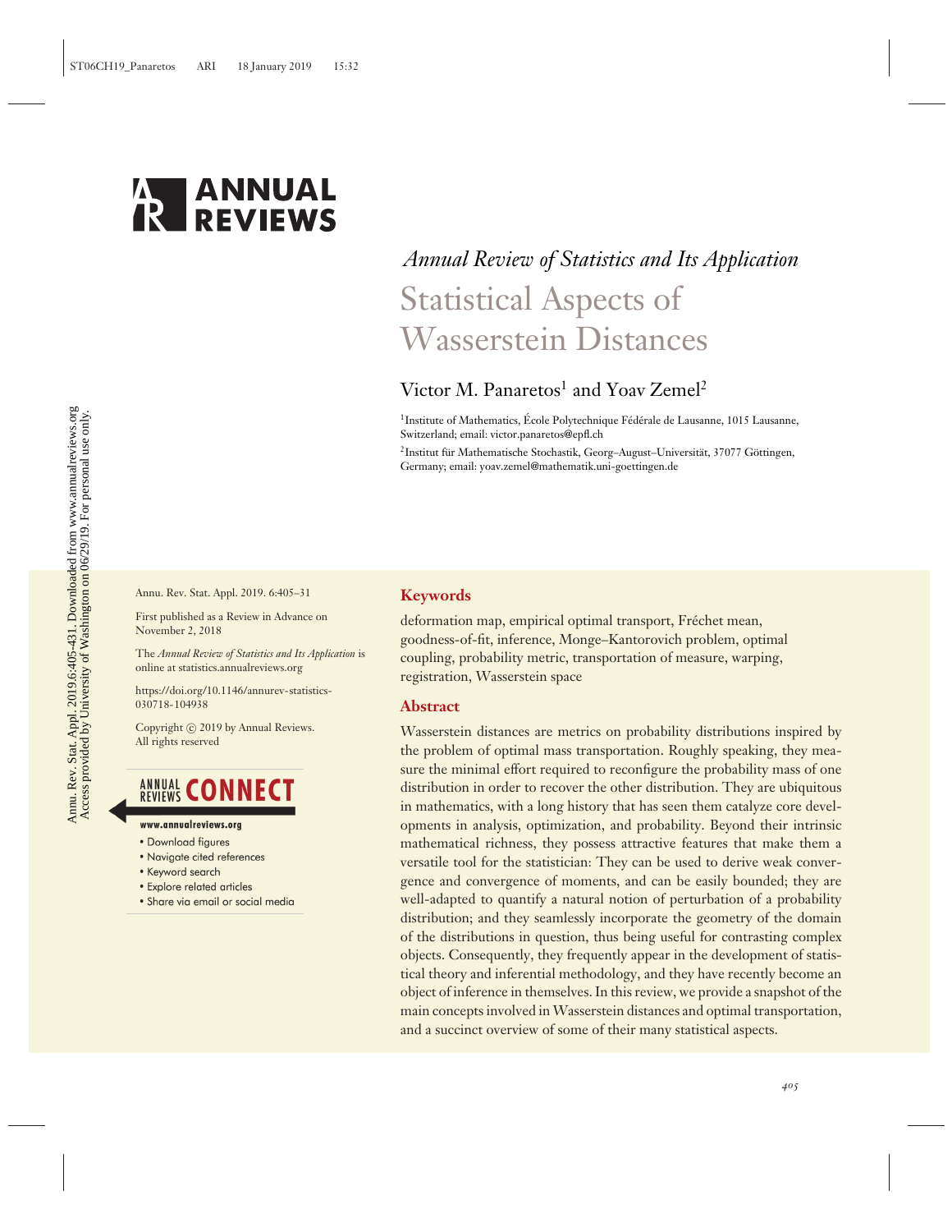*Annual Review of Statistics and Its Application*

# Statistical Aspects of Wasserstein Distances

Victor M. Panaretos[1] and Yoav Zemel[2]

[1]Institute of Mathematics, École Polytechnique Fédérale de Lausanne, 1015 Lausanne, Switzerland; email: victor.panaretos@epfl.ch

[2]Institut für Mathematische Stochastik, Georg–August–Universität, 37077 Göttingen, Germany; email: yoav.zemel@mathematik.uni-goettingen.de

Annu. Rev. Stat. Appl. 2019. 6:405–31

First published as a Review in Advance on November 2, 2018

The *Annual Review of Statistics and Its Application* is online at statistics.annualreviews.org

https://doi.org/10.1146/annurev-statistics-030718-104938

Copyright © 2019 by Annual Reviews. All rights reserved

## Keywords

deformation map, empirical optimal transport, Fréchet mean, goodness-of-fit, inference, Monge–Kantorovich problem, optimal coupling, probability metric, transportation of measure, warping, registration, Wasserstein space

## Abstract

Wasserstein distances are metrics on probability distributions inspired by the problem of optimal mass transportation. Roughly speaking, they measure the minimal effort required to reconfigure the probability mass of one distribution in order to recover the other distribution. They are ubiquitous in mathematics, with a long history that has seen them catalyze core developments in analysis, optimization, and probability. Beyond their intrinsic mathematical richness, they possess attractive features that make them a versatile tool for the statistician: They can be used to derive weak convergence and convergence of moments, and can be easily bounded; they are well-adapted to quantify a natural notion of perturbation of a probability distribution; and they seamlessly incorporate the geometry of the domain of the distributions in question, thus being useful for contrasting complex objects. Consequently, they frequently appear in the development of statistical theory and inferential methodology, and they have recently become an object of inference in themselves. In this review, we provide a snapshot of the main concepts involved in Wasserstein distances and optimal transportation, and a succinct overview of some of their many statistical aspects.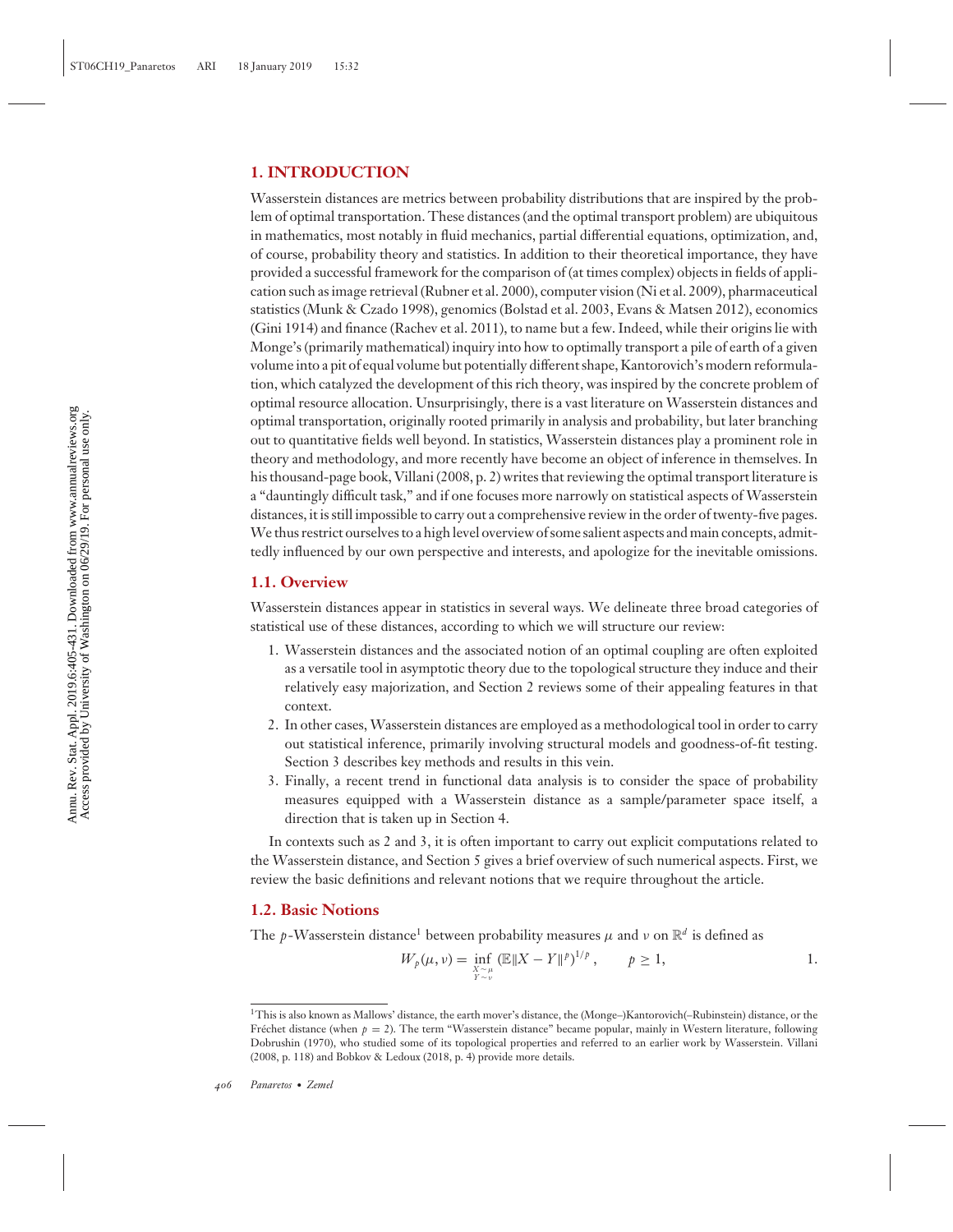## 1. INTRODUCTION

Wasserstein distances are metrics between probability distributions that are inspired by the problem of optimal transportation. These distances (and the optimal transport problem) are ubiquitous in mathematics, most notably in fluid mechanics, partial differential equations, optimization, and, of course, probability theory and statistics. In addition to their theoretical importance, they have provided a successful framework for the comparison of (at times complex) objects in fields of application such as image retrieval (Rubner et al. 2000), computer vision (Ni et al. 2009), pharmaceutical statistics (Munk & Czado 1998), genomics (Bolstad et al. 2003, Evans & Matsen 2012), economics (Gini 1914) and finance (Rachev et al. 2011), to name but a few. Indeed, while their origins lie with Monge's (primarily mathematical) inquiry into how to optimally transport a pile of earth of a given volume into a pit of equal volume but potentially different shape, Kantorovich's modern reformulation, which catalyzed the development of this rich theory, was inspired by the concrete problem of optimal resource allocation. Unsurprisingly, there is a vast literature on Wasserstein distances and optimal transportation, originally rooted primarily in analysis and probability, but later branching out to quantitative fields well beyond. In statistics, Wasserstein distances play a prominent role in theory and methodology, and more recently have become an object of inference in themselves. In his thousand-page book, Villani (2008, p. 2) writes that reviewing the optimal transport literature is a "dauntingly difficult task," and if one focuses more narrowly on statistical aspects of Wasserstein distances, it is still impossible to carry out a comprehensive review in the order of twenty-five pages. We thus restrict ourselves to a high level overview of some salient aspects and main concepts, admittedly influenced by our own perspective and interests, and apologize for the inevitable omissions.

### 1.1. Overview

Wasserstein distances appear in statistics in several ways. We delineate three broad categories of statistical use of these distances, according to which we will structure our review:

1. Wasserstein distances and the associated notion of an optimal coupling are often exploited as a versatile tool in asymptotic theory due to the topological structure they induce and their relatively easy majorization, and Section 2 reviews some of their appealing features in that context.
2. In other cases, Wasserstein distances are employed as a methodological tool in order to carry out statistical inference, primarily involving structural models and goodness-of-fit testing. Section 3 describes key methods and results in this vein.
3. Finally, a recent trend in functional data analysis is to consider the space of probability measures equipped with a Wasserstein distance as a sample/parameter space itself, a direction that is taken up in Section 4.

In contexts such as 2 and 3, it is often important to carry out explicit computations related to the Wasserstein distance, and Section 5 gives a brief overview of such numerical aspects. First, we review the basic definitions and relevant notions that we require throughout the article.

### 1.2. Basic Notions

The $p$-Wasserstein distance[1] between probability measures $\mu$ and $\nu$ on $\mathbb{R}^d$ is defined as

$$W_p(\mu, \nu) = \inf_{\substack{X \sim \mu \\ Y \sim \nu}} \left(\mathbb{E}\|X - Y\|^p\right)^{1/p}, \qquad p \geq 1, \tag{1}$$

[1]This is also known as Mallows' distance, the earth mover's distance, the (Monge–)Kantorovich(–Rubinstein) distance, or the Fréchet distance (when $p = 2$). The term "Wasserstein distance" became popular, mainly in Western literature, following Dobrushin (1970), who studied some of its topological properties and referred to an earlier work by Wasserstein. Villani (2008, p. 118) and Bobkov & Ledoux (2018, p. 4) provide more details.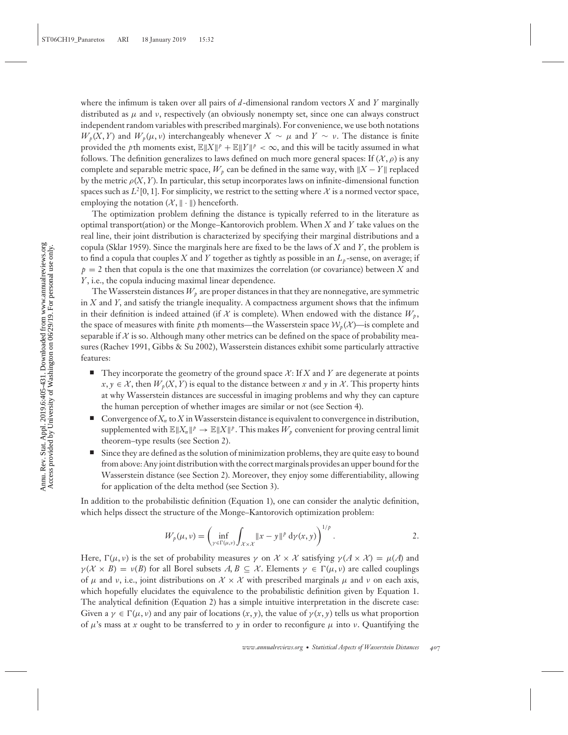where the infimum is taken over all pairs of $d$-dimensional random vectors $X$ and $Y$ marginally distributed as $\mu$ and $\nu$, respectively (an obviously nonempty set, since one can always construct independent random variables with prescribed marginals). For convenience, we use both notations $W_p(X, Y)$ and $W_p(\mu, \nu)$ interchangeably whenever $X \sim \mu$ and $Y \sim \nu$. The distance is finite provided the $p$th moments exist, $\mathbb{E}\|X\|^p + \mathbb{E}\|Y\|^p < \infty$, and this will be tacitly assumed in what follows. The definition generalizes to laws defined on much more general spaces: If $(\mathcal{X}, \rho)$ is any complete and separable metric space, $W_p$ can be defined in the same way, with $\|X - Y\|$ replaced by the metric $\rho(X, Y)$. In particular, this setup incorporates laws on infinite-dimensional function spaces such as $L^2[0, 1]$. For simplicity, we restrict to the setting where $\mathcal{X}$ is a normed vector space, employing the notation $(\mathcal{X}, \|\cdot\|)$ henceforth.

The optimization problem defining the distance is typically referred to in the literature as optimal transport(ation) or the Monge–Kantorovich problem. When $X$ and $Y$ take values on the real line, their joint distribution is characterized by specifying their marginal distributions and a copula (Sklar 1959). Since the marginals here are fixed to be the laws of $X$ and $Y$, the problem is to find a copula that couples $X$ and $Y$ together as tightly as possible in an $L_p$-sense, on average; if $p = 2$ then that copula is the one that maximizes the correlation (or covariance) between $X$ and $Y$, i.e., the copula inducing maximal linear dependence.

The Wasserstein distances $W_p$ are proper distances in that they are nonnegative, are symmetric in $X$ and $Y$, and satisfy the triangle inequality. A compactness argument shows that the infimum in their definition is indeed attained (if $\mathcal{X}$ is complete). When endowed with the distance $W_p$, the space of measures with finite $p$th moments—the Wasserstein space $\mathcal{W}_p(\mathcal{X})$—is complete and separable if $\mathcal{X}$ is so. Although many other metrics can be defined on the space of probability measures (Rachev 1991, Gibbs & Su 2002), Wasserstein distances exhibit some particularly attractive features:

- They incorporate the geometry of the ground space $\mathcal{X}$: If $X$ and $Y$ are degenerate at points $x, y \in \mathcal{X}$, then $W_p(X, Y)$ is equal to the distance between $x$ and $y$ in $\mathcal{X}$. This property hints at why Wasserstein distances are successful in imaging problems and why they can capture the human perception of whether images are similar or not (see Section 4).
- Convergence of $X_n$ to $X$ in Wasserstein distance is equivalent to convergence in distribution, supplemented with $\mathbb{E}\|X_n\|^p \to \mathbb{E}\|X\|^p$. This makes $W_p$ convenient for proving central limit theorem–type results (see Section 2).
- Since they are defined as the solution of minimization problems, they are quite easy to bound from above: Any joint distribution with the correct marginals provides an upper bound for the Wasserstein distance (see Section 2). Moreover, they enjoy some differentiability, allowing for application of the delta method (see Section 3).

In addition to the probabilistic definition (Equation 1), one can consider the analytic definition, which helps dissect the structure of the Monge–Kantorovich optimization problem:

$$W_p(\mu, \nu) = \left( \inf_{\gamma \in \Gamma(\mu,\nu)} \int_{\mathcal{X} \times \mathcal{X}} \|x - y\|^p \, \mathrm{d}\gamma(x, y) \right)^{1/p}. \qquad 2.$$

Here, $\Gamma(\mu, \nu)$ is the set of probability measures $\gamma$ on $\mathcal{X} \times \mathcal{X}$ satisfying $\gamma(A \times \mathcal{X}) = \mu(A)$ and $\gamma(\mathcal{X} \times B) = \nu(B)$ for all Borel subsets $A, B \subseteq \mathcal{X}$. Elements $\gamma \in \Gamma(\mu, \nu)$ are called couplings of $\mu$ and $\nu$, i.e., joint distributions on $\mathcal{X} \times \mathcal{X}$ with prescribed marginals $\mu$ and $\nu$ on each axis, which hopefully elucidates the equivalence to the probabilistic definition given by Equation 1. The analytical definition (Equation 2) has a simple intuitive interpretation in the discrete case: Given a $\gamma \in \Gamma(\mu, \nu)$ and any pair of locations $(x, y)$, the value of $\gamma(x, y)$ tells us what proportion of $\mu$'s mass at $x$ ought to be transferred to $y$ in order to reconfigure $\mu$ into $\nu$. Quantifying the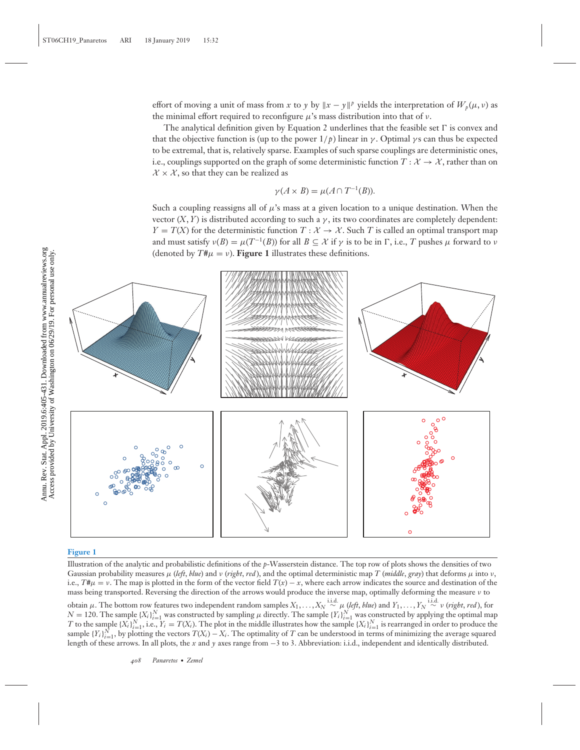effort of moving a unit of mass from $x$ to $y$ by $\|x - y\|^p$ yields the interpretation of $W_p(\mu, \nu)$ as the minimal effort required to reconfigure $\mu$'s mass distribution into that of $\nu$.

The analytical definition given by Equation 2 underlines that the feasible set $\Gamma$ is convex and that the objective function is (up to the power $1/p$) linear in $\gamma$. Optimal $\gamma$s can thus be expected to be extremal, that is, relatively sparse. Examples of such sparse couplings are deterministic ones, i.e., couplings supported on the graph of some deterministic function $T : \mathcal{X} \to \mathcal{X}$, rather than on $\mathcal{X} \times \mathcal{X}$, so that they can be realized as

$$\gamma(A \times B) = \mu(A \cap T^{-1}(B)).$$

Such a coupling reassigns all of $\mu$'s mass at a given location to a unique destination. When the vector $(X, Y)$ is distributed according to such a $\gamma$, its two coordinates are completely dependent: $Y = T(X)$ for the deterministic function $T : \mathcal{X} \to \mathcal{X}$. Such $T$ is called an optimal transport map and must satisfy $\nu(B) = \mu(T^{-1}(B))$ for all $B \subseteq \mathcal{X}$ if $\gamma$ is to be in $\Gamma$, i.e., $T$ pushes $\mu$ forward to $\nu$ (denoted by $T\#\mu = \nu$). **Figure 1** illustrates these definitions.

**Figure 1**

Illustration of the analytic and probabilistic definitions of the $p$-Wasserstein distance. The top row of plots shows the densities of two Gaussian probability measures $\mu$ (*left*, *blue*) and $\nu$ (*right*, *red*), and the optimal deterministic map $T$ (*middle*, *gray*) that deforms $\mu$ into $\nu$, i.e., $T\#\mu = \nu$. The map is plotted in the form of the vector field $T(x) - x$, where each arrow indicates the source and destination of the mass being transported. Reversing the direction of the arrows would produce the inverse map, optimally deforming the measure $\nu$ to obtain $\mu$. The bottom row features two independent random samples $X_1, \ldots, X_N \overset{\text{i.i.d.}}{\sim} \mu$ (*left*, *blue*) and $Y_1, \ldots, Y_N \overset{\text{i.i.d.}}{\sim} \nu$ (*right*, *red*), for $N = 120$. The sample $\{X_i\}_{i=1}^N$ was constructed by sampling $\mu$ directly. The sample $\{Y_i\}_{i=1}^N$ was constructed by applying the optimal map $T$ to the sample $\{X_i\}_{i=1}^N$, i.e., $Y_i = T(X_i)$. The plot in the middle illustrates how the sample $\{X_i\}_{i=1}^N$ is rearranged in order to produce the sample $\{Y_i\}_{i=1}^N$, by plotting the vectors $T(X_i) - X_i$. The optimality of $T$ can be understood in terms of minimizing the average squared length of these arrows. In all plots, the $x$ and $y$ axes range from $-3$ to 3. Abbreviation: i.i.d., independent and identically distributed.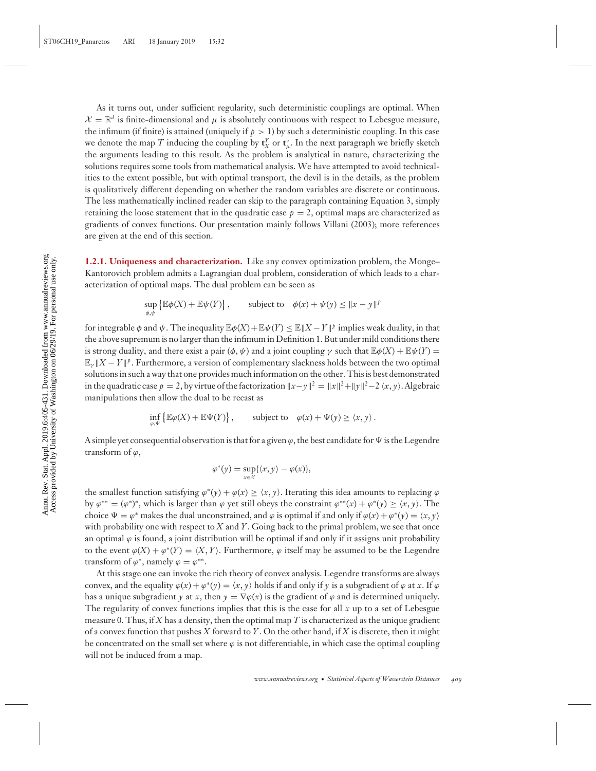As it turns out, under sufficient regularity, such deterministic couplings are optimal. When $\mathcal{X} = \mathbb{R}^d$ is finite-dimensional and $\mu$ is absolutely continuous with respect to Lebesgue measure, the infimum (if finite) is attained (uniquely if $p > 1$) by such a deterministic coupling. In this case we denote the map $T$ inducing the coupling by $\mathbf{t}_X^Y$ or $\mathbf{t}_\mu^\nu$. In the next paragraph we briefly sketch the arguments leading to this result. As the problem is analytical in nature, characterizing the solutions requires some tools from mathematical analysis. We have attempted to avoid technicalities to the extent possible, but with optimal transport, the devil is in the details, as the problem is qualitatively different depending on whether the random variables are discrete or continuous. The less mathematically inclined reader can skip to the paragraph containing Equation 3, simply retaining the loose statement that in the quadratic case $p = 2$, optimal maps are characterized as gradients of convex functions. Our presentation mainly follows Villani (2003); more references are given at the end of this section.

**1.2.1. Uniqueness and characterization.** Like any convex optimization problem, the Monge–Kantorovich problem admits a Lagrangian dual problem, consideration of which leads to a characterization of optimal maps. The dual problem can be seen as

$$\sup_{\phi,\psi} \left\{ \mathbb{E}\phi(X) + \mathbb{E}\psi(Y) \right\}, \qquad \text{subject to} \quad \phi(x) + \psi(y) \leq \|x - y\|^p$$

for integrable $\phi$ and $\psi$. The inequality $\mathbb{E}\phi(X)+\mathbb{E}\psi(Y) \leq \mathbb{E}\|X-Y\|^p$ implies weak duality, in that the above supremum is no larger than the infimum in Definition 1. But under mild conditions there is strong duality, and there exist a pair $(\phi, \psi)$ and a joint coupling $\gamma$ such that $\mathbb{E}\phi(X) + \mathbb{E}\psi(Y) = \mathbb{E}_\gamma\|X - Y\|^p$. Furthermore, a version of complementary slackness holds between the two optimal solutions in such a way that one provides much information on the other. This is best demonstrated in the quadratic case $p = 2$, by virtue of the factorization $\|x-y\|^2 = \|x\|^2+\|y\|^2-2\langle x, y\rangle$. Algebraic manipulations then allow the dual to be recast as

$$\inf_{\varphi,\Psi} \left\{ \mathbb{E}\varphi(X) + \mathbb{E}\Psi(Y) \right\}, \qquad \text{subject to} \quad \varphi(x) + \Psi(y) \geq \langle x, y\rangle\,.$$

A simple yet consequential observation is that for a given $\varphi$, the best candidate for $\Psi$ is the Legendre transform of $\varphi$,

$$\varphi^*(y) = \sup_{x\in\mathcal{X}}\{\langle x, y\rangle - \varphi(x)\},$$

the smallest function satisfying $\varphi^*(y) + \varphi(x) \geq \langle x, y\rangle$. Iterating this idea amounts to replacing $\varphi$ by $\varphi^{**} = (\varphi^*)^*$, which is larger than $\varphi$ yet still obeys the constraint $\varphi^{**}(x) + \varphi^*(y) \geq \langle x, y\rangle$. The choice $\Psi = \varphi^*$ makes the dual unconstrained, and $\varphi$ is optimal if and only if $\varphi(x) + \varphi^*(y) = \langle x, y\rangle$ with probability one with respect to $X$ and $Y$. Going back to the primal problem, we see that once an optimal $\varphi$ is found, a joint distribution will be optimal if and only if it assigns unit probability to the event $\varphi(X) + \varphi^*(Y) = \langle X, Y\rangle$. Furthermore, $\varphi$ itself may be assumed to be the Legendre transform of $\varphi^*$, namely $\varphi = \varphi^{**}$.

At this stage one can invoke the rich theory of convex analysis. Legendre transforms are always convex, and the equality $\varphi(x) + \varphi^*(y) = \langle x, y\rangle$ holds if and only if $y$ is a subgradient of $\varphi$ at $x$. If $\varphi$ has a unique subgradient $y$ at $x$, then $y = \nabla\varphi(x)$ is the gradient of $\varphi$ and is determined uniquely. The regularity of convex functions implies that this is the case for all $x$ up to a set of Lebesgue measure 0. Thus, if $X$ has a density, then the optimal map $T$ is characterized as the unique gradient of a convex function that pushes $X$ forward to $Y$. On the other hand, if $X$ is discrete, then it might be concentrated on the small set where $\varphi$ is not differentiable, in which case the optimal coupling will not be induced from a map.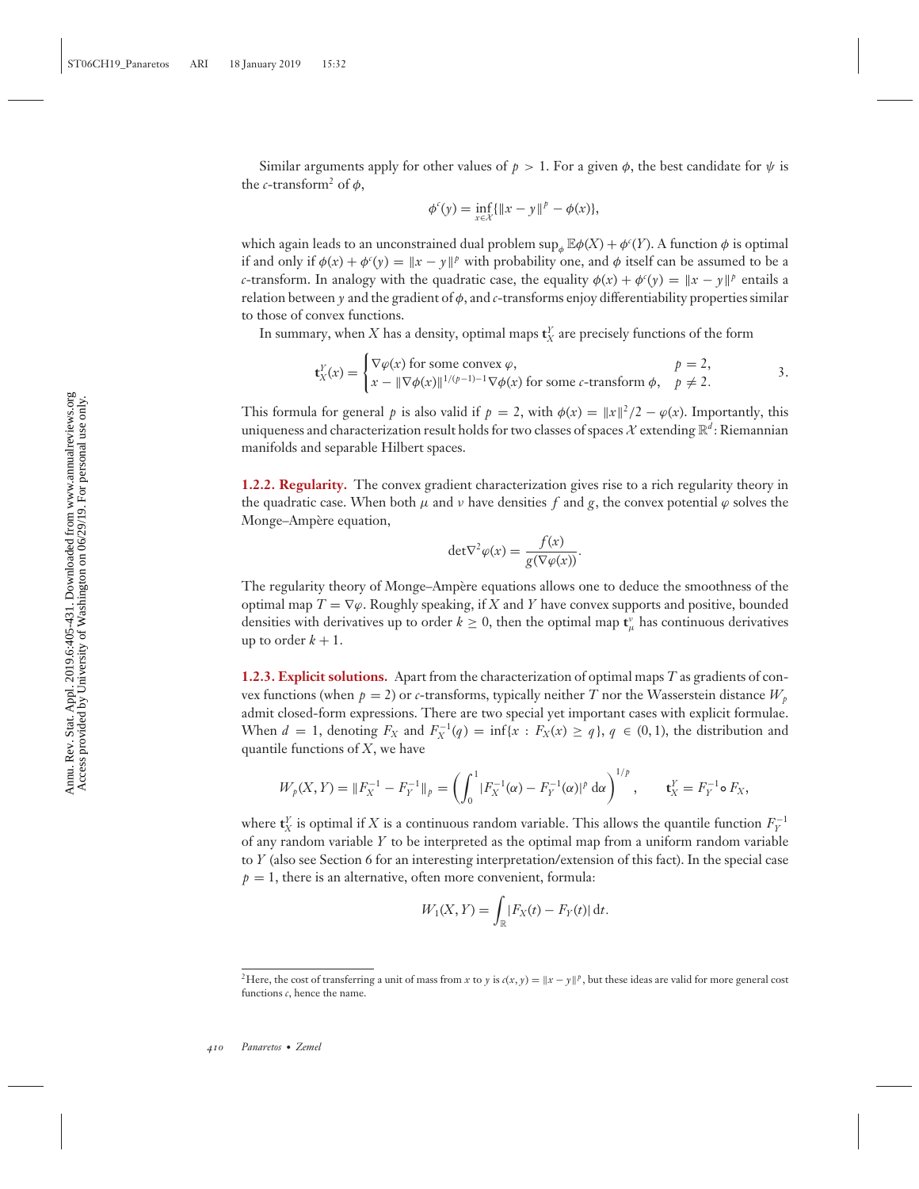Similar arguments apply for other values of $p > 1$. For a given $\phi$, the best candidate for $\psi$ is the $c$-transform[2] of $\phi$,

$$\phi^c(y) = \inf_{x \in \mathcal{X}} \{\|x - y\|^p - \phi(x)\},$$

which again leads to an unconstrained dual problem $\sup_\phi \mathbb{E}\phi(X) + \phi^c(Y)$. A function $\phi$ is optimal if and only if $\phi(x) + \phi^c(y) = \|x - y\|^p$ with probability one, and $\phi$ itself can be assumed to be a $c$-transform. In analogy with the quadratic case, the equality $\phi(x) + \phi^c(y) = \|x - y\|^p$ entails a relation between $y$ and the gradient of $\phi$, and $c$-transforms enjoy differentiability properties similar to those of convex functions.

In summary, when $X$ has a density, optimal maps $\mathbf{t}_X^Y$ are precisely functions of the form

$$\mathbf{t}_X^Y(x) = \begin{cases} \nabla\varphi(x) \text{ for some convex } \varphi, & p = 2, \\ x - \|\nabla\phi(x)\|^{1/(p-1)-1}\nabla\phi(x) \text{ for some } c\text{-transform } \phi, & p \neq 2. \end{cases} \qquad 3.$$

This formula for general $p$ is also valid if $p = 2$, with $\phi(x) = \|x\|^2/2 - \varphi(x)$. Importantly, this uniqueness and characterization result holds for two classes of spaces $\mathcal{X}$ extending $\mathbb{R}^d$: Riemannian manifolds and separable Hilbert spaces.

**1.2.2. Regularity.** The convex gradient characterization gives rise to a rich regularity theory in the quadratic case. When both $\mu$ and $\nu$ have densities $f$ and $g$, the convex potential $\varphi$ solves the Monge–Ampère equation,

$$\det \nabla^2\varphi(x) = \frac{f(x)}{g(\nabla\varphi(x))}.$$

The regularity theory of Monge–Ampère equations allows one to deduce the smoothness of the optimal map $T = \nabla\varphi$. Roughly speaking, if $X$ and $Y$ have convex supports and positive, bounded densities with derivatives up to order $k \geq 0$, then the optimal map $\mathbf{t}_\mu^\nu$ has continuous derivatives up to order $k + 1$.

**1.2.3. Explicit solutions.** Apart from the characterization of optimal maps $T$ as gradients of convex functions (when $p = 2$) or $c$-transforms, typically neither $T$ nor the Wasserstein distance $W_p$ admit closed-form expressions. There are two special yet important cases with explicit formulae. When $d = 1$, denoting $F_X$ and $F_X^{-1}(q) = \inf\{x : F_X(x) \geq q\}$, $q \in (0, 1)$, the distribution and quantile functions of $X$, we have

$$W_p(X, Y) = \|F_X^{-1} - F_Y^{-1}\|_p = \left(\int_0^1 |F_X^{-1}(\alpha) - F_Y^{-1}(\alpha)|^p \, \mathrm{d}\alpha\right)^{1/p}, \qquad \mathbf{t}_X^Y = F_Y^{-1} \circ F_X,$$

where $\mathbf{t}_X^Y$ is optimal if $X$ is a continuous random variable. This allows the quantile function $F_Y^{-1}$ of any random variable $Y$ to be interpreted as the optimal map from a uniform random variable to $Y$ (also see Section 6 for an interesting interpretation/extension of this fact). In the special case $p = 1$, there is an alternative, often more convenient, formula:

$$W_1(X, Y) = \int_{\mathbb{R}} |F_X(t) - F_Y(t)| \, \mathrm{d}t.$$

[2]Here, the cost of transferring a unit of mass from $x$ to $y$ is $c(x, y) = \|x - y\|^p$, but these ideas are valid for more general cost functions $c$, hence the name.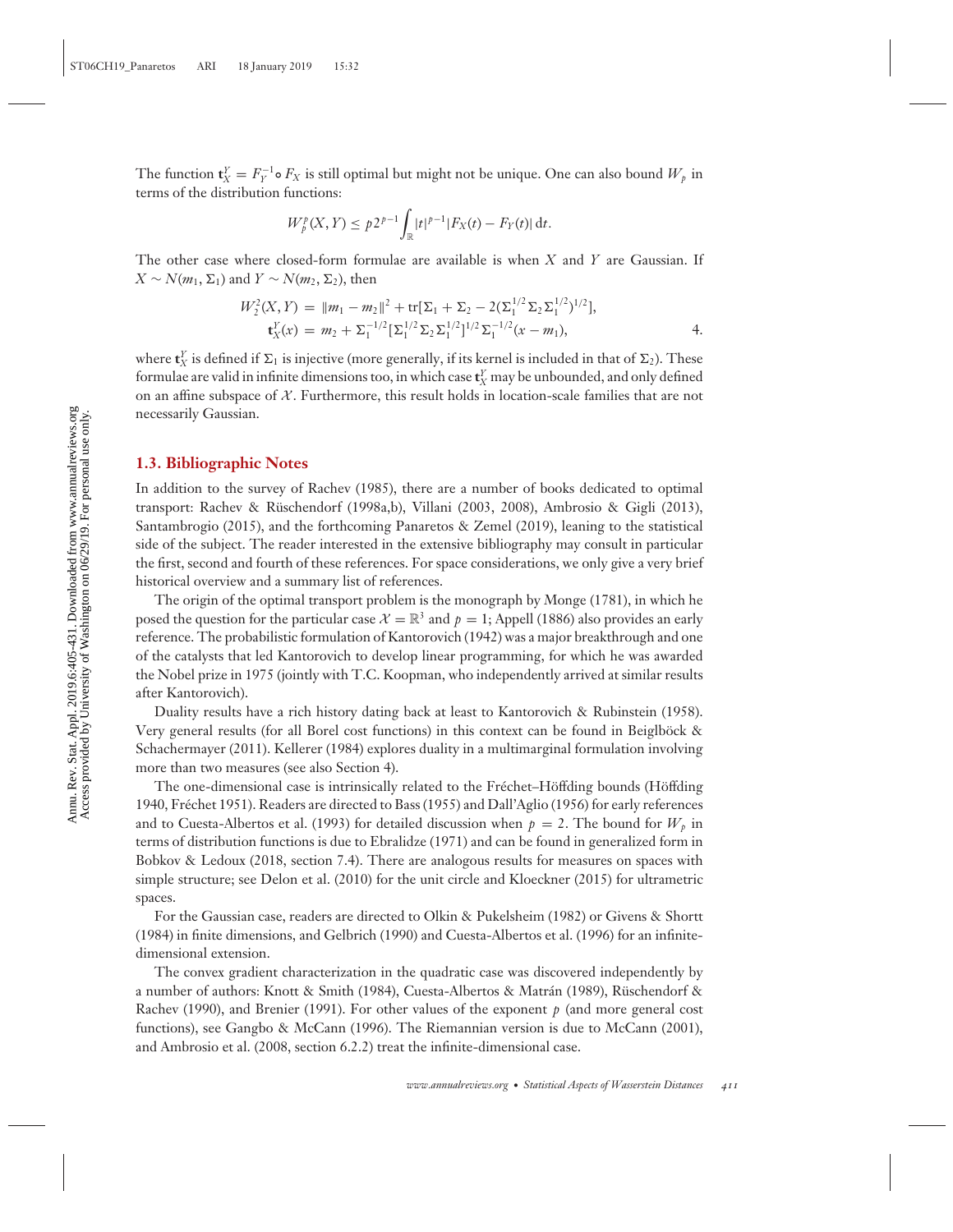The function $\mathbf{t}_X^Y = F_Y^{-1} \circ F_X$ is still optimal but might not be unique. One can also bound $W_p$ in terms of the distribution functions:

$$W_p^p(X, Y) \leq p 2^{p-1} \int_{\mathbb{R}} |t|^{p-1} |F_X(t) - F_Y(t)| \, \mathrm{d}t.$$

The other case where closed-form formulae are available is when $X$ and $Y$ are Gaussian. If $X \sim N(m_1, \Sigma_1)$ and $Y \sim N(m_2, \Sigma_2)$, then

$$\begin{aligned} W_2^2(X, Y) &= \|m_1 - m_2\|^2 + \mathrm{tr}[\Sigma_1 + \Sigma_2 - 2(\Sigma_1^{1/2} \Sigma_2 \Sigma_1^{1/2})^{1/2}], \\ \mathbf{t}_X^Y(x) &= m_2 + \Sigma_1^{-1/2} [\Sigma_1^{1/2} \Sigma_2 \Sigma_1^{1/2}]^{1/2} \Sigma_1^{-1/2} (x - m_1), \end{aligned} \tag{4}$$

where $\mathbf{t}_X^Y$ is defined if $\Sigma_1$ is injective (more generally, if its kernel is included in that of $\Sigma_2$). These formulae are valid in infinite dimensions too, in which case $\mathbf{t}_X^Y$ may be unbounded, and only defined on an affine subspace of $\mathcal{X}$. Furthermore, this result holds in location-scale families that are not necessarily Gaussian.

### 1.3. Bibliographic Notes

In addition to the survey of Rachev (1985), there are a number of books dedicated to optimal transport: Rachev & Rüschendorf (1998a,b), Villani (2003, 2008), Ambrosio & Gigli (2013), Santambrogio (2015), and the forthcoming Panaretos & Zemel (2019), leaning to the statistical side of the subject. The reader interested in the extensive bibliography may consult in particular the first, second and fourth of these references. For space considerations, we only give a very brief historical overview and a summary list of references.

The origin of the optimal transport problem is the monograph by Monge (1781), in which he posed the question for the particular case $\mathcal{X} = \mathbb{R}^3$ and $p = 1$; Appell (1886) also provides an early reference. The probabilistic formulation of Kantorovich (1942) was a major breakthrough and one of the catalysts that led Kantorovich to develop linear programming, for which he was awarded the Nobel prize in 1975 (jointly with T.C. Koopman, who independently arrived at similar results after Kantorovich).

Duality results have a rich history dating back at least to Kantorovich & Rubinstein (1958). Very general results (for all Borel cost functions) in this context can be found in Beiglböck & Schachermayer (2011). Kellerer (1984) explores duality in a multimarginal formulation involving more than two measures (see also Section 4).

The one-dimensional case is intrinsically related to the Fréchet–Höffding bounds (Höffding 1940, Fréchet 1951). Readers are directed to Bass (1955) and Dall'Aglio (1956) for early references and to Cuesta-Albertos et al. (1993) for detailed discussion when $p = 2$. The bound for $W_p$ in terms of distribution functions is due to Ebralidze (1971) and can be found in generalized form in Bobkov & Ledoux (2018, section 7.4). There are analogous results for measures on spaces with simple structure; see Delon et al. (2010) for the unit circle and Kloeckner (2015) for ultrametric spaces.

For the Gaussian case, readers are directed to Olkin & Pukelsheim (1982) or Givens & Shortt (1984) in finite dimensions, and Gelbrich (1990) and Cuesta-Albertos et al. (1996) for an infinite-dimensional extension.

The convex gradient characterization in the quadratic case was discovered independently by a number of authors: Knott & Smith (1984), Cuesta-Albertos & Matrán (1989), Rüschendorf & Rachev (1990), and Brenier (1991). For other values of the exponent $p$ (and more general cost functions), see Gangbo & McCann (1996). The Riemannian version is due to McCann (2001), and Ambrosio et al. (2008, section 6.2.2) treat the infinite-dimensional case.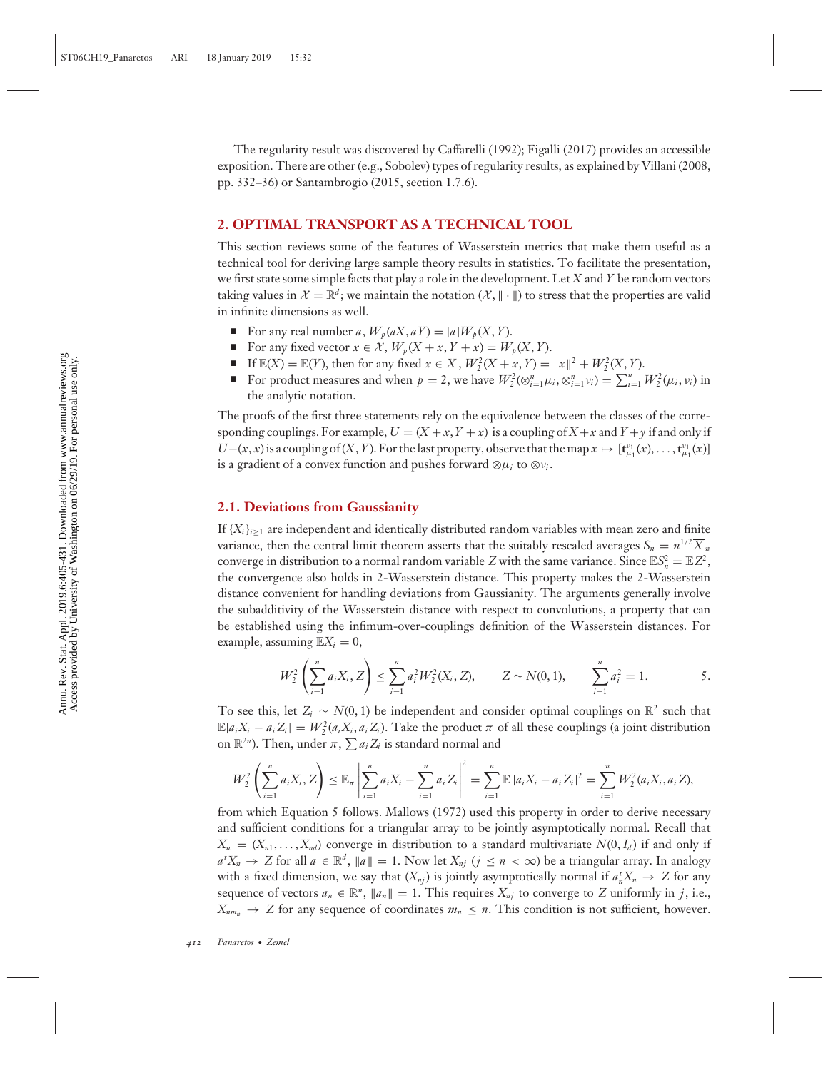The regularity result was discovered by Caffarelli (1992); Figalli (2017) provides an accessible exposition. There are other (e.g., Sobolev) types of regularity results, as explained by Villani (2008, pp. 332–36) or Santambrogio (2015, section 1.7.6).

## 2. OPTIMAL TRANSPORT AS A TECHNICAL TOOL

This section reviews some of the features of Wasserstein metrics that make them useful as a technical tool for deriving large sample theory results in statistics. To facilitate the presentation, we first state some simple facts that play a role in the development. Let $X$ and $Y$ be random vectors taking values in $\mathcal{X} = \mathbb{R}^d$; we maintain the notation $(\mathcal{X}, \|\cdot\|)$ to stress that the properties are valid in infinite dimensions as well.

- For any real number $a$, $W_p(aX, aY) = |a| W_p(X, Y)$.
- For any fixed vector $x \in \mathcal{X}$, $W_p(X + x, Y + x) = W_p(X, Y)$.
- If $\mathbb{E}(X) = \mathbb{E}(Y)$, then for any fixed $x \in X$, $W_2^2(X + x, Y) = \|x\|^2 + W_2^2(X, Y)$.
- For product measures and when $p = 2$, we have $W_2^2(\otimes_{i=1}^n \mu_i, \otimes_{i=1}^n \nu_i) = \sum_{i=1}^n W_2^2(\mu_i, \nu_i)$ in the analytic notation.

The proofs of the first three statements rely on the equivalence between the classes of the corresponding couplings. For example, $U = (X + x, Y + x)$ is a coupling of $X + x$ and $Y + y$ if and only if $U - (x, x)$ is a coupling of $(X, Y)$. For the last property, observe that the map $x \mapsto [\mathbf{t}_{\mu_1}^{\nu_1}(x), \ldots, \mathbf{t}_{\mu_1}^{\nu_1}(x)]$ is a gradient of a convex function and pushes forward $\otimes \mu_i$ to $\otimes \nu_i$.

### 2.1. Deviations from Gaussianity

If $\{X_i\}_{i \geq 1}$ are independent and identically distributed random variables with mean zero and finite variance, then the central limit theorem asserts that the suitably rescaled averages $S_n = n^{1/2}\overline{X}_n$ converge in distribution to a normal random variable $Z$ with the same variance. Since $\mathbb{E}S_n^2 = \mathbb{E}Z^2$, the convergence also holds in 2-Wasserstein distance. This property makes the 2-Wasserstein distance convenient for handling deviations from Gaussianity. The arguments generally involve the subadditivity of the Wasserstein distance with respect to convolutions, a property that can be established using the infimum-over-couplings definition of the Wasserstein distances. For example, assuming $\mathbb{E}X_i = 0$,

$$W_2^2\left(\sum_{i=1}^n a_i X_i, Z\right) \leq \sum_{i=1}^n a_i^2 W_2^2(X_i, Z), \qquad Z \sim N(0, 1), \qquad \sum_{i=1}^n a_i^2 = 1. \tag{5}$$

To see this, let $Z_i \sim N(0, 1)$ be independent and consider optimal couplings on $\mathbb{R}^2$ such that $\mathbb{E}|a_i X_i - a_i Z_i| = W_2^2(a_i X_i, a_i Z_i)$. Take the product $\pi$ of all these couplings (a joint distribution on $\mathbb{R}^{2n}$). Then, under $\pi$, $\sum a_i Z_i$ is standard normal and

$$W_2^2\left(\sum_{i=1}^n a_i X_i, Z\right) \leq \mathbb{E}_\pi \left|\sum_{i=1}^n a_i X_i - \sum_{i=1}^n a_i Z_i\right|^2 = \sum_{i=1}^n \mathbb{E}\,|a_i X_i - a_i Z_i|^2 = \sum_{i=1}^n W_2^2(a_i X_i, a_i Z),$$

from which Equation 5 follows. Mallows (1972) used this property in order to derive necessary and sufficient conditions for a triangular array to be jointly asymptotically normal. Recall that $X_n = (X_{n1}, \ldots, X_{nd})$ converge in distribution to a standard multivariate $N(0, I_d)$ if and only if $a^t X_n \to Z$ for all $a \in \mathbb{R}^d$, $\|a\| = 1$. Now let $X_{nj}$ ($j \leq n < \infty$) be a triangular array. In analogy with a fixed dimension, we say that $(X_{nj})$ is jointly asymptotically normal if $a_n^t X_n \to Z$ for any sequence of vectors $a_n \in \mathbb{R}^n$, $\|a_n\| = 1$. This requires $X_{nj}$ to converge to $Z$ uniformly in $j$, i.e., $X_{nm_n} \to Z$ for any sequence of coordinates $m_n \leq n$. This condition is not sufficient, however.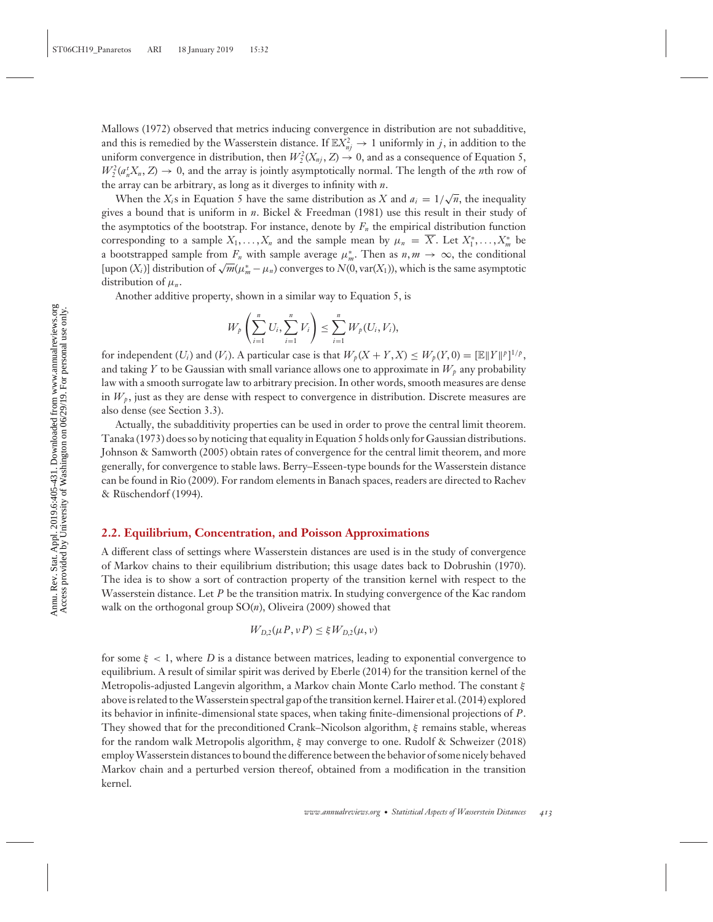Mallows (1972) observed that metrics inducing convergence in distribution are not subadditive, and this is remedied by the Wasserstein distance. If $\mathbb{E}X_{nj}^2 \to 1$ uniformly in $j$, in addition to the uniform convergence in distribution, then $W_2^2(X_{nj}, Z) \to 0$, and as a consequence of Equation 5, $W_2^2(a_n^t X_n, Z) \to 0$, and the array is jointly asymptotically normal. The length of the $n$th row of the array can be arbitrary, as long as it diverges to infinity with $n$.

When the $X_i$s in Equation 5 have the same distribution as $X$ and $a_i = 1/\sqrt{n}$, the inequality gives a bound that is uniform in $n$. Bickel & Freedman (1981) use this result in their study of the asymptotics of the bootstrap. For instance, denote by $F_n$ the empirical distribution function corresponding to a sample $X_1, \ldots, X_n$ and the sample mean by $\mu_n = \overline{X}$. Let $X_1^*, \ldots, X_m^*$ be a bootstrapped sample from $F_n$ with sample average $\mu_m^*$. Then as $n, m \to \infty$, the conditional [upon $(X_i)$] distribution of $\sqrt{m}(\mu_m^* - \mu_n)$ converges to $N(0, \text{var}(X_1))$, which is the same asymptotic distribution of $\mu_n$.

Another additive property, shown in a similar way to Equation 5, is

$$W_p\left(\sum_{i=1}^n U_i, \sum_{i=1}^n V_i\right) \leq \sum_{i=1}^n W_p(U_i, V_i),$$

for independent $(U_i)$ and $(V_i)$. A particular case is that $W_p(X + Y, X) \leq W_p(Y, 0) = [\mathbb{E}\|Y\|^p]^{1/p}$, and taking $Y$ to be Gaussian with small variance allows one to approximate in $W_p$ any probability law with a smooth surrogate law to arbitrary precision. In other words, smooth measures are dense in $W_p$, just as they are dense with respect to convergence in distribution. Discrete measures are also dense (see Section 3.3).

Actually, the subadditivity properties can be used in order to prove the central limit theorem. Tanaka (1973) does so by noticing that equality in Equation 5 holds only for Gaussian distributions. Johnson & Samworth (2005) obtain rates of convergence for the central limit theorem, and more generally, for convergence to stable laws. Berry–Esseen-type bounds for the Wasserstein distance can be found in Rio (2009). For random elements in Banach spaces, readers are directed to Rachev & Rüschendorf (1994).

### 2.2. Equilibrium, Concentration, and Poisson Approximations

A different class of settings where Wasserstein distances are used is in the study of convergence of Markov chains to their equilibrium distribution; this usage dates back to Dobrushin (1970). The idea is to show a sort of contraction property of the transition kernel with respect to the Wasserstein distance. Let $P$ be the transition matrix. In studying convergence of the Kac random walk on the orthogonal group SO($n$), Oliveira (2009) showed that

$$W_{D,2}(\mu P, \nu P) \leq \xi W_{D,2}(\mu, \nu)$$

for some $\xi < 1$, where $D$ is a distance between matrices, leading to exponential convergence to equilibrium. A result of similar spirit was derived by Eberle (2014) for the transition kernel of the Metropolis-adjusted Langevin algorithm, a Markov chain Monte Carlo method. The constant $\xi$ above is related to the Wasserstein spectral gap of the transition kernel. Hairer et al. (2014) explored its behavior in infinite-dimensional state spaces, when taking finite-dimensional projections of $P$. They showed that for the preconditioned Crank–Nicolson algorithm, $\xi$ remains stable, whereas for the random walk Metropolis algorithm, $\xi$ may converge to one. Rudolf & Schweizer (2018) employ Wasserstein distances to bound the difference between the behavior of some nicely behaved Markov chain and a perturbed version thereof, obtained from a modification in the transition kernel.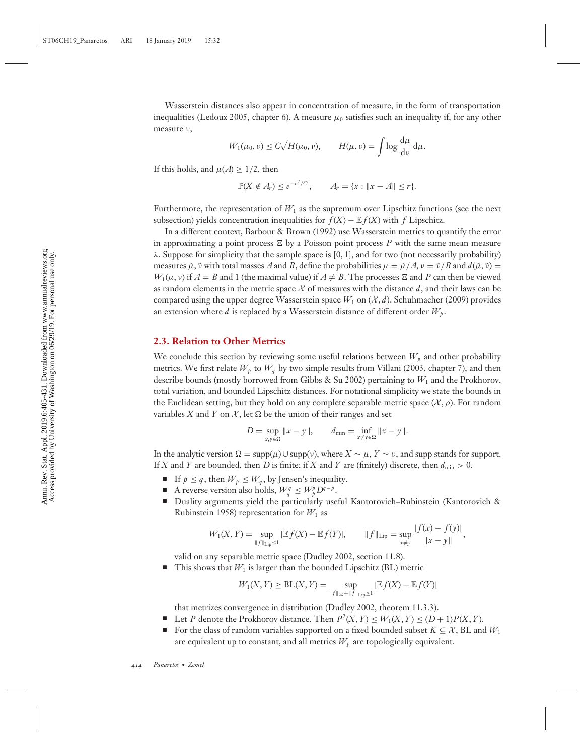Wasserstein distances also appear in concentration of measure, in the form of transportation inequalities (Ledoux 2005, chapter 6). A measure $\mu_0$ satisfies such an inequality if, for any other measure $\nu$,

$$W_1(\mu_0, \nu) \leq C\sqrt{H(\mu_0, \nu)}, \qquad H(\mu, \nu) = \int \log \frac{\mathrm{d}\mu}{\mathrm{d}\nu}\, \mathrm{d}\mu.$$

If this holds, and $\mu(A) \geq 1/2$, then

$$\mathbb{P}(X \notin A_r) \leq e^{-r^2/C'}, \qquad A_r = \{x : \|x - A\| \leq r\}.$$

Furthermore, the representation of $W_1$ as the supremum over Lipschitz functions (see the next subsection) yields concentration inequalities for $f(X) - \mathbb{E}f(X)$ with $f$ Lipschitz.

In a different context, Barbour & Brown (1992) use Wasserstein metrics to quantify the error in approximating a point process $\Xi$ by a Poisson point process $P$ with the same mean measure $\lambda$. Suppose for simplicity that the sample space is $[0, 1]$, and for two (not necessarily probability) measures $\tilde{\mu}, \tilde{\nu}$ with total masses $A$ and $B$, define the probabilities $\mu = \tilde{\mu}/A$, $\nu = \tilde{\nu}/B$ and $d(\tilde{\mu}, \tilde{\nu}) = W_1(\mu, \nu)$ if $A = B$ and 1 (the maximal value) if $A \neq B$. The processes $\Xi$ and $P$ can then be viewed as random elements in the metric space $\mathcal{X}$ of measures with the distance $d$, and their laws can be compared using the upper degree Wasserstein space $W_1$ on $(\mathcal{X}, d)$. Schuhmacher (2009) provides an extension where $d$ is replaced by a Wasserstein distance of different order $W_p$.

## 2.3. Relation to Other Metrics

We conclude this section by reviewing some useful relations between $W_p$ and other probability metrics. We first relate $W_p$ to $W_q$ by two simple results from Villani (2003, chapter 7), and then describe bounds (mostly borrowed from Gibbs & Su 2002) pertaining to $W_1$ and the Prokhorov, total variation, and bounded Lipschitz distances. For notational simplicity we state the bounds in the Euclidean setting, but they hold on any complete separable metric space $(\mathcal{X}, \rho)$. For random variables $X$ and $Y$ on $\mathcal{X}$, let $\Omega$ be the union of their ranges and set

$$D = \sup_{x,y \in \Omega} \|x - y\|, \qquad d_{\min} = \inf_{x \neq y \in \Omega} \|x - y\|.$$

In the analytic version $\Omega = \mathrm{supp}(\mu) \cup \mathrm{supp}(\nu)$, where $X \sim \mu$, $Y \sim \nu$, and supp stands for support. If $X$ and $Y$ are bounded, then $D$ is finite; if $X$ and $Y$ are (finitely) discrete, then $d_{\min} > 0$.

- If $p \leq q$, then $W_p \leq W_q$, by Jensen's inequality.
- A reverse version also holds, $W_q^q \leq W_p^p D^{q-p}$.
- Duality arguments yield the particularly useful Kantorovich–Rubinstein (Kantorovich & Rubinstein 1958) representation for $W_1$ as

  $$W_1(X, Y) = \sup_{\|f\|_{\mathrm{Lip}} \leq 1} |\mathbb{E}f(X) - \mathbb{E}f(Y)|, \qquad \|f\|_{\mathrm{Lip}} = \sup_{x \neq y} \frac{|f(x) - f(y)|}{\|x - y\|},$$

  valid on any separable metric space (Dudley 2002, section 11.8).
- This shows that $W_1$ is larger than the bounded Lipschitz (BL) metric

  $$W_1(X, Y) \geq \mathrm{BL}(X, Y) = \sup_{\|f\|_\infty + \|f\|_{\mathrm{Lip}} \leq 1} |\mathbb{E}f(X) - \mathbb{E}f(Y)|$$

  that metrizes convergence in distribution (Dudley 2002, theorem 11.3.3).
- Let $P$ denote the Prokhorov distance. Then $P^2(X, Y) \leq W_1(X, Y) \leq (D + 1)P(X, Y)$.
- For the class of random variables supported on a fixed bounded subset $K \subseteq \mathcal{X}$, BL and $W_1$ are equivalent up to constant, and all metrics $W_p$ are topologically equivalent.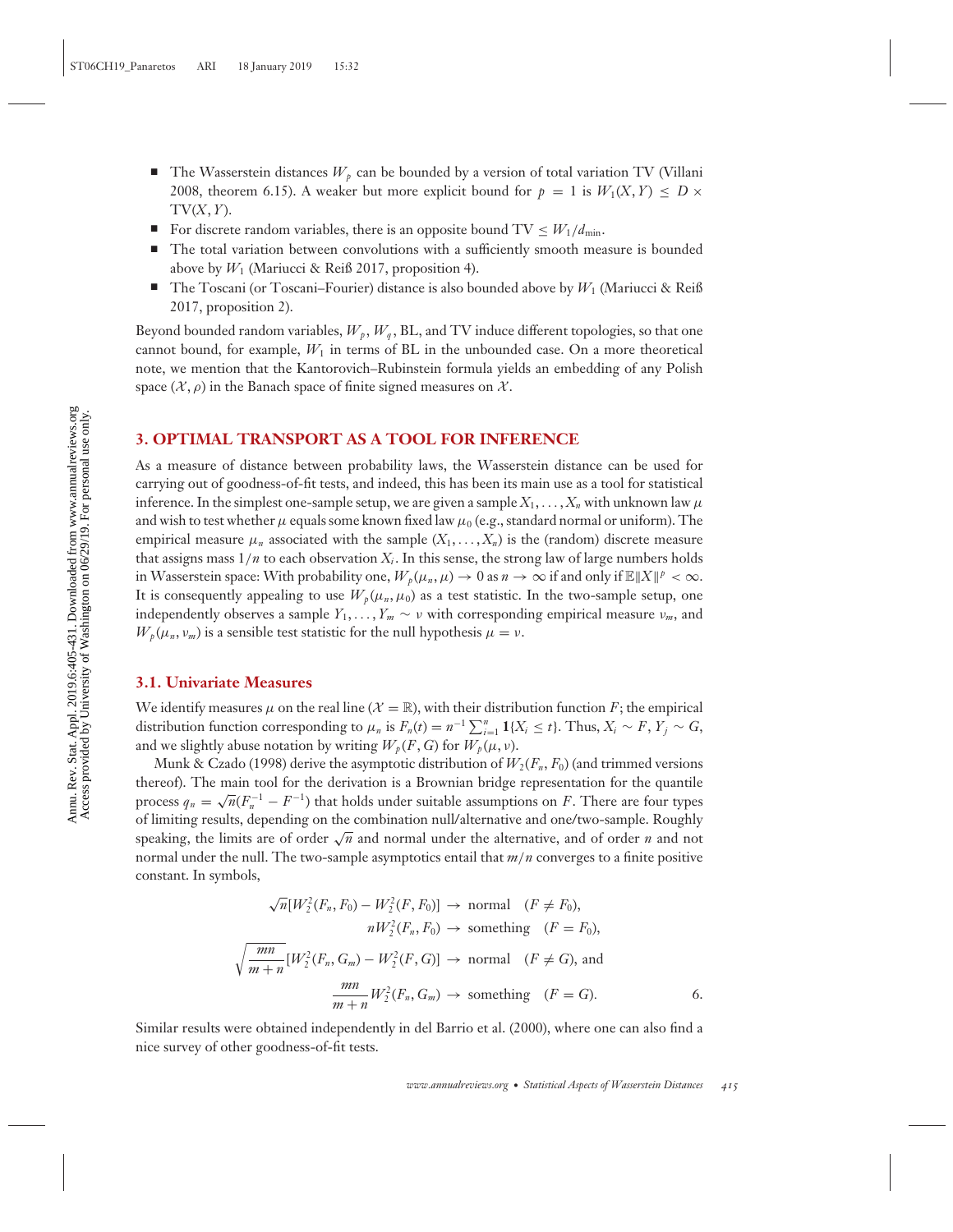- The Wasserstein distances $W_p$ can be bounded by a version of total variation TV (Villani 2008, theorem 6.15). A weaker but more explicit bound for $p = 1$ is $W_1(X, Y) \leq D \times \text{TV}(X, Y)$.
- For discrete random variables, there is an opposite bound $\text{TV} \leq W_1/d_{\min}$.
- The total variation between convolutions with a sufficiently smooth measure is bounded above by $W_1$ (Mariucci & Reiß 2017, proposition 4).
- The Toscani (or Toscani–Fourier) distance is also bounded above by $W_1$ (Mariucci & Reiß 2017, proposition 2).

Beyond bounded random variables, $W_p$, $W_q$, BL, and TV induce different topologies, so that one cannot bound, for example, $W_1$ in terms of BL in the unbounded case. On a more theoretical note, we mention that the Kantorovich–Rubinstein formula yields an embedding of any Polish space $(\mathcal{X}, \rho)$ in the Banach space of finite signed measures on $\mathcal{X}$.

## 3. OPTIMAL TRANSPORT AS A TOOL FOR INFERENCE

As a measure of distance between probability laws, the Wasserstein distance can be used for carrying out of goodness-of-fit tests, and indeed, this has been its main use as a tool for statistical inference. In the simplest one-sample setup, we are given a sample $X_1, \ldots, X_n$ with unknown law $\mu$ and wish to test whether $\mu$ equals some known fixed law $\mu_0$ (e.g., standard normal or uniform). The empirical measure $\mu_n$ associated with the sample $(X_1, \ldots, X_n)$ is the (random) discrete measure that assigns mass $1/n$ to each observation $X_i$. In this sense, the strong law of large numbers holds in Wasserstein space: With probability one, $W_p(\mu_n, \mu) \to 0$ as $n \to \infty$ if and only if $\mathbb{E}\|X\|^p < \infty$. It is consequently appealing to use $W_p(\mu_n, \mu_0)$ as a test statistic. In the two-sample setup, one independently observes a sample $Y_1, \ldots, Y_m \sim \nu$ with corresponding empirical measure $\nu_m$, and $W_p(\mu_n, \nu_m)$ is a sensible test statistic for the null hypothesis $\mu = \nu$.

### 3.1. Univariate Measures

We identify measures $\mu$ on the real line ($\mathcal{X} = \mathbb{R}$), with their distribution function $F$; the empirical distribution function corresponding to $\mu_n$ is $F_n(t) = n^{-1} \sum_{i=1}^{n} \mathbf{1}\{X_i \leq t\}$. Thus, $X_i \sim F$, $Y_j \sim G$, and we slightly abuse notation by writing $W_p(F, G)$ for $W_p(\mu, \nu)$.

Munk & Czado (1998) derive the asymptotic distribution of $W_2(F_n, F_0)$ (and trimmed versions thereof). The main tool for the derivation is a Brownian bridge representation for the quantile process $q_n = \sqrt{n}(F_n^{-1} - F^{-1})$ that holds under suitable assumptions on $F$. There are four types of limiting results, depending on the combination null/alternative and one/two-sample. Roughly speaking, the limits are of order $\sqrt{n}$ and normal under the alternative, and of order $n$ and not normal under the null. The two-sample asymptotics entail that $m/n$ converges to a finite positive constant. In symbols,

$$\begin{aligned}
\sqrt{n}[W_2^2(F_n, F_0) - W_2^2(F, F_0)] &\to \text{normal} \quad (F \neq F_0), \\
n W_2^2(F_n, F_0) &\to \text{something} \quad (F = F_0), \\
\sqrt{\frac{mn}{m+n}}[W_2^2(F_n, G_m) - W_2^2(F, G)] &\to \text{normal} \quad (F \neq G), \text{ and} \\
\frac{mn}{m+n} W_2^2(F_n, G_m) &\to \text{something} \quad (F = G). \qquad 6.
\end{aligned}$$

Similar results were obtained independently in del Barrio et al. (2000), where one can also find a nice survey of other goodness-of-fit tests.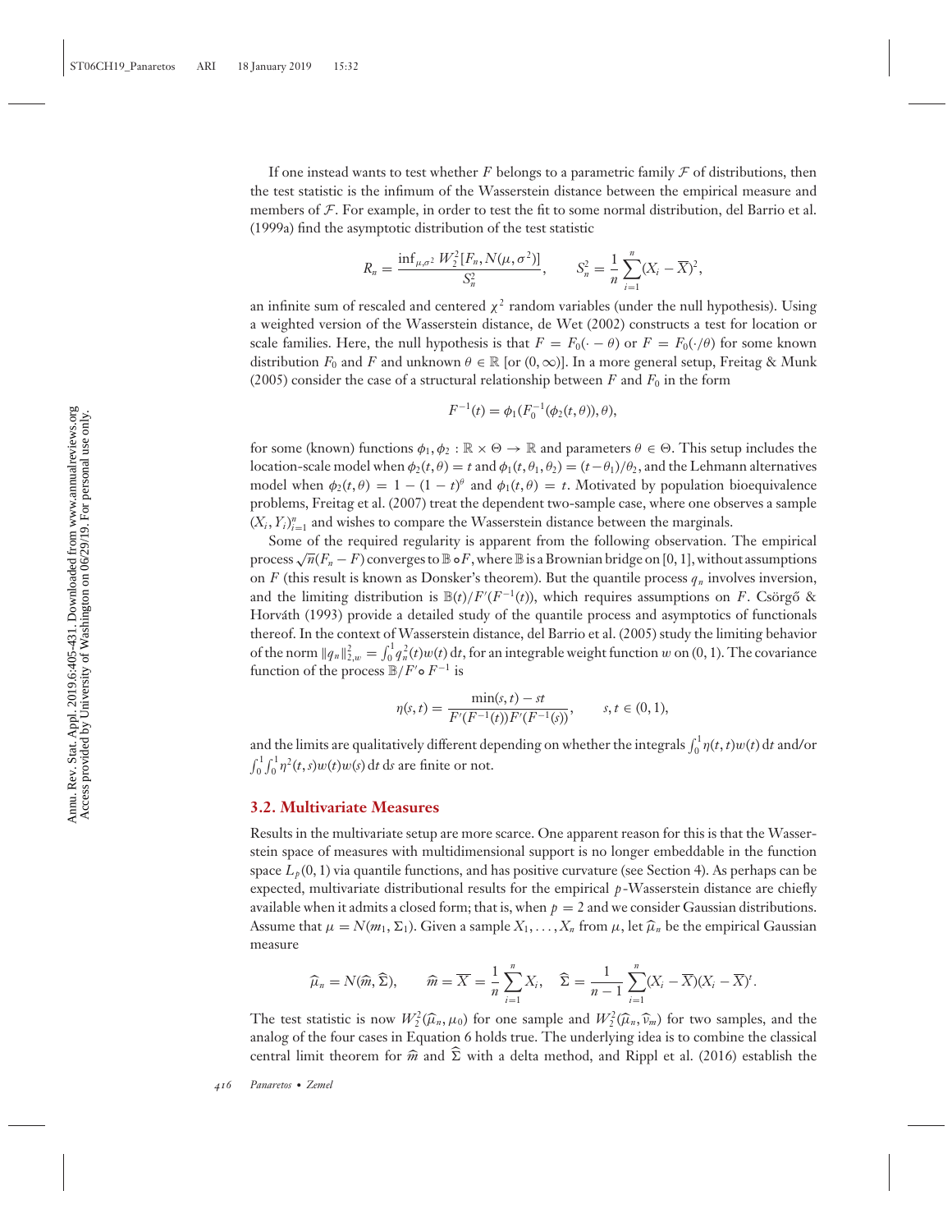If one instead wants to test whether $F$ belongs to a parametric family $\mathcal{F}$ of distributions, then the test statistic is the infimum of the Wasserstein distance between the empirical measure and members of $\mathcal{F}$. For example, in order to test the fit to some normal distribution, del Barrio et al. (1999a) find the asymptotic distribution of the test statistic

$$R_n = \frac{\inf_{\mu,\sigma^2} W_2^2[F_n, N(\mu, \sigma^2)]}{S_n^2}, \qquad S_n^2 = \frac{1}{n}\sum_{i=1}^{n}(X_i - \overline{X})^2,$$

an infinite sum of rescaled and centered $\chi^2$ random variables (under the null hypothesis). Using a weighted version of the Wasserstein distance, de Wet (2002) constructs a test for location or scale families. Here, the null hypothesis is that $F = F_0(\cdot - \theta)$ or $F = F_0(\cdot/\theta)$ for some known distribution $F_0$ and $F$ and unknown $\theta \in \mathbb{R}$ [or $(0, \infty)$]. In a more general setup, Freitag & Munk (2005) consider the case of a structural relationship between $F$ and $F_0$ in the form

$$F^{-1}(t) = \phi_1(F_0^{-1}(\phi_2(t, \theta)), \theta),$$

for some (known) functions $\phi_1, \phi_2 : \mathbb{R} \times \Theta \to \mathbb{R}$ and parameters $\theta \in \Theta$. This setup includes the location-scale model when $\phi_2(t, \theta) = t$ and $\phi_1(t, \theta_1, \theta_2) = (t - \theta_1)/\theta_2$, and the Lehmann alternatives model when $\phi_2(t, \theta) = 1 - (1 - t)^{\theta}$ and $\phi_1(t, \theta) = t$. Motivated by population bioequivalence problems, Freitag et al. (2007) treat the dependent two-sample case, where one observes a sample $(X_i, Y_i)_{i=1}^{n}$ and wishes to compare the Wasserstein distance between the marginals.

Some of the required regularity is apparent from the following observation. The empirical process $\sqrt{n}(F_n - F)$ converges to $\mathbb{B} \circ F$, where $\mathbb{B}$ is a Brownian bridge on $[0, 1]$, without assumptions on $F$ (this result is known as Donsker's theorem). But the quantile process $q_n$ involves inversion, and the limiting distribution is $\mathbb{B}(t)/F'(F^{-1}(t))$, which requires assumptions on $F$. Csörgő & Horváth (1993) provide a detailed study of the quantile process and asymptotics of functionals thereof. In the context of Wasserstein distance, del Barrio et al. (2005) study the limiting behavior of the norm $\|q_n\|_{2,w}^2 = \int_0^1 q_n^2(t)w(t)\,\mathrm{d}t$, for an integrable weight function $w$ on $(0, 1)$. The covariance function of the process $\mathbb{B}/F' \circ F^{-1}$ is

$$\eta(s, t) = \frac{\min(s, t) - st}{F'(F^{-1}(t))F'(F^{-1}(s))}, \qquad s, t \in (0, 1),$$

and the limits are qualitatively different depending on whether the integrals $\int_0^1 \eta(t, t)w(t)\,\mathrm{d}t$ and/or $\int_0^1\int_0^1 \eta^2(t, s)w(t)w(s)\,\mathrm{d}t\,\mathrm{d}s$ are finite or not.

## 3.2. Multivariate Measures

Results in the multivariate setup are more scarce. One apparent reason for this is that the Wasserstein space of measures with multidimensional support is no longer embeddable in the function space $L_p(0, 1)$ via quantile functions, and has positive curvature (see Section 4). As perhaps can be expected, multivariate distributional results for the empirical $p$-Wasserstein distance are chiefly available when it admits a closed form; that is, when $p = 2$ and we consider Gaussian distributions. Assume that $\mu = N(m_1, \Sigma_1)$. Given a sample $X_1, \ldots, X_n$ from $\mu$, let $\widehat{\mu}_n$ be the empirical Gaussian measure

$$\widehat{\mu}_n = N(\widehat{m}, \widehat{\Sigma}), \qquad \widehat{m} = \overline{X} = \frac{1}{n}\sum_{i=1}^{n} X_i, \quad \widehat{\Sigma} = \frac{1}{n-1}\sum_{i=1}^{n}(X_i - \overline{X})(X_i - \overline{X})^t.$$

The test statistic is now $W_2^2(\widehat{\mu}_n, \mu_0)$ for one sample and $W_2^2(\widehat{\mu}_n, \widehat{\nu}_m)$ for two samples, and the analog of the four cases in Equation 6 holds true. The underlying idea is to combine the classical central limit theorem for $\widehat{m}$ and $\widehat{\Sigma}$ with a delta method, and Rippl et al. (2016) establish the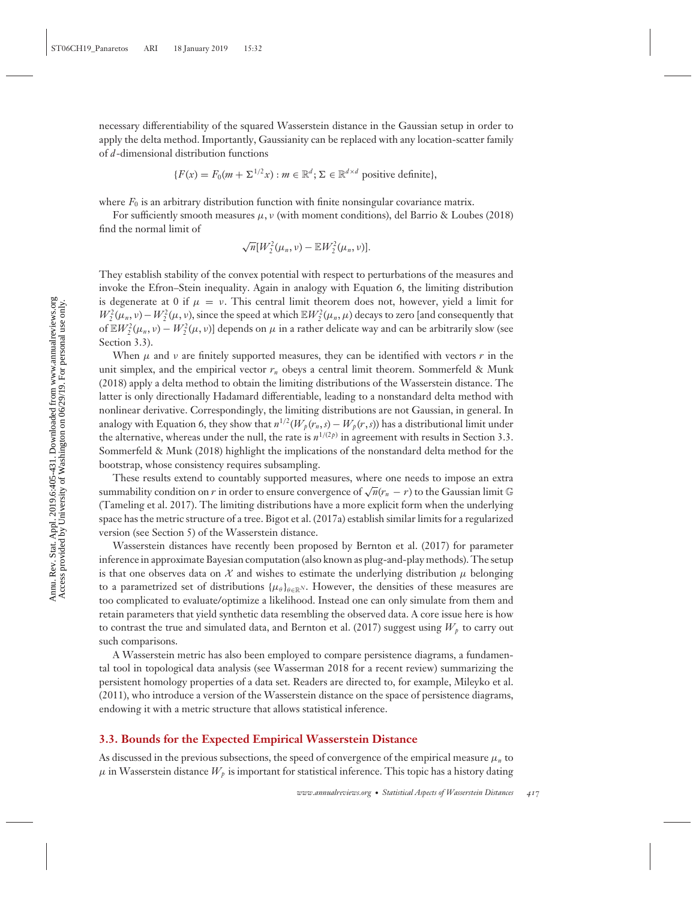necessary differentiability of the squared Wasserstein distance in the Gaussian setup in order to apply the delta method. Importantly, Gaussianity can be replaced with any location-scatter family of $d$-dimensional distribution functions

$$\{F(x) = F_0(m + \Sigma^{1/2} x) : m \in \mathbb{R}^d; \Sigma \in \mathbb{R}^{d\times d} \text{ positive definite}\},$$

where $F_0$ is an arbitrary distribution function with finite nonsingular covariance matrix.

For sufficiently smooth measures $\mu, \nu$ (with moment conditions), del Barrio & Loubes (2018) find the normal limit of

$$\sqrt{n}[W_2^2(\mu_n, \nu) - \mathbb{E}W_2^2(\mu_n, \nu)].$$

They establish stability of the convex potential with respect to perturbations of the measures and invoke the Efron–Stein inequality. Again in analogy with Equation 6, the limiting distribution is degenerate at 0 if $\mu = \nu$. This central limit theorem does not, however, yield a limit for $W_2^2(\mu_n, \nu) - W_2^2(\mu, \nu)$, since the speed at which $\mathbb{E}W_2^2(\mu_n, \mu)$ decays to zero [and consequently that of $\mathbb{E}W_2^2(\mu_n, \nu) - W_2^2(\mu, \nu)$] depends on $\mu$ in a rather delicate way and can be arbitrarily slow (see Section 3.3).

When $\mu$ and $\nu$ are finitely supported measures, they can be identified with vectors $r$ in the unit simplex, and the empirical vector $r_n$ obeys a central limit theorem. Sommerfeld & Munk (2018) apply a delta method to obtain the limiting distributions of the Wasserstein distance. The latter is only directionally Hadamard differentiable, leading to a nonstandard delta method with nonlinear derivative. Correspondingly, the limiting distributions are not Gaussian, in general. In analogy with Equation 6, they show that $n^{1/2}(W_p(r_n, s) - W_p(r, s))$ has a distributional limit under the alternative, whereas under the null, the rate is $n^{1/(2p)}$ in agreement with results in Section 3.3. Sommerfeld & Munk (2018) highlight the implications of the nonstandard delta method for the bootstrap, whose consistency requires subsampling.

These results extend to countably supported measures, where one needs to impose an extra summability condition on $r$ in order to ensure convergence of $\sqrt{n}(r_n - r)$ to the Gaussian limit $\mathbb{G}$ (Tameling et al. 2017). The limiting distributions have a more explicit form when the underlying space has the metric structure of a tree. Bigot et al. (2017a) establish similar limits for a regularized version (see Section 5) of the Wasserstein distance.

Wasserstein distances have recently been proposed by Bernton et al. (2017) for parameter inference in approximate Bayesian computation (also known as plug-and-play methods). The setup is that one observes data on $\mathcal{X}$ and wishes to estimate the underlying distribution $\mu$ belonging to a parametrized set of distributions $\{\mu_\theta\}_{\theta\in\mathbb{R}^N}$. However, the densities of these measures are too complicated to evaluate/optimize a likelihood. Instead one can only simulate from them and retain parameters that yield synthetic data resembling the observed data. A core issue here is how to contrast the true and simulated data, and Bernton et al. (2017) suggest using $W_p$ to carry out such comparisons.

A Wasserstein metric has also been employed to compare persistence diagrams, a fundamental tool in topological data analysis (see Wasserman 2018 for a recent review) summarizing the persistent homology properties of a data set. Readers are directed to, for example, Mileyko et al. (2011), who introduce a version of the Wasserstein distance on the space of persistence diagrams, endowing it with a metric structure that allows statistical inference.

### 3.3. Bounds for the Expected Empirical Wasserstein Distance

As discussed in the previous subsections, the speed of convergence of the empirical measure $\mu_n$ to $\mu$ in Wasserstein distance $W_p$ is important for statistical inference. This topic has a history dating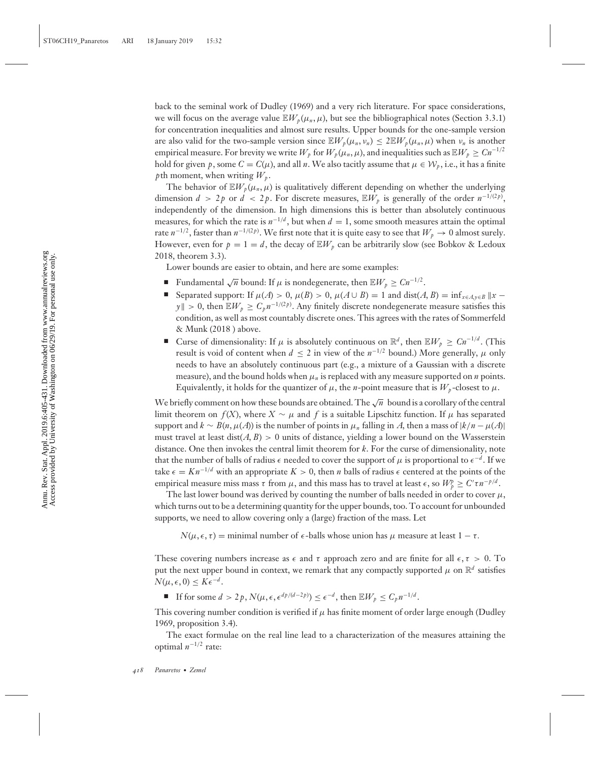back to the seminal work of Dudley (1969) and a very rich literature. For space considerations, we will focus on the average value $\mathbb{E}W_p(\mu_n, \mu)$, but see the bibliographical notes (Section 3.3.1) for concentration inequalities and almost sure results. Upper bounds for the one-sample version are also valid for the two-sample version since $\mathbb{E}W_p(\mu_n, \nu_n) \le 2\mathbb{E}W_p(\mu_n, \mu)$ when $\nu_n$ is another empirical measure. For brevity we write $W_p$ for $W_p(\mu_n, \mu)$, and inequalities such as $\mathbb{E}W_p \ge Cn^{-1/2}$ hold for given $p$, some $C = C(\mu)$, and all $n$. We also tacitly assume that $\mu \in \mathcal{W}_p$, i.e., it has a finite $p$th moment, when writing $W_p$.

The behavior of $\mathbb{E}W_p(\mu_n, \mu)$ is qualitatively different depending on whether the underlying dimension $d > 2p$ or $d < 2p$. For discrete measures, $\mathbb{E}W_p$ is generally of the order $n^{-1/(2p)}$, independently of the dimension. In high dimensions this is better than absolutely continuous measures, for which the rate is $n^{-1/d}$, but when $d = 1$, some smooth measures attain the optimal rate $n^{-1/2}$, faster than $n^{-1/(2p)}$. We first note that it is quite easy to see that $W_p \to 0$ almost surely. However, even for $p = 1 = d$, the decay of $\mathbb{E}W_p$ can be arbitrarily slow (see Bobkov & Ledoux 2018, theorem 3.3).

Lower bounds are easier to obtain, and here are some examples:

- Fundamental $\sqrt{n}$ bound: If $\mu$ is nondegenerate, then $\mathbb{E}W_p \ge Cn^{-1/2}$.
- Separated support: If $\mu(A) > 0$, $\mu(B) > 0$, $\mu(A \cup B) = 1$ and $\operatorname{dist}(A, B) = \inf_{x \in A, y \in B} \|x - y\| > 0$, then $\mathbb{E}W_p \ge C_p n^{-1/(2p)}$. Any finitely discrete nondegenerate measure satisfies this condition, as well as most countably discrete ones. This agrees with the rates of Sommerfeld & Munk (2018 ) above.
- Curse of dimensionality: If $\mu$ is absolutely continuous on $\mathbb{R}^d$, then $\mathbb{E}W_p \ge Cn^{-1/d}$. (This result is void of content when $d \le 2$ in view of the $n^{-1/2}$ bound.) More generally, $\mu$ only needs to have an absolutely continuous part (e.g., a mixture of a Gaussian with a discrete measure), and the bound holds when $\mu_n$ is replaced with any measure supported on $n$ points. Equivalently, it holds for the quantizer of $\mu$, the $n$-point measure that is $W_p$-closest to $\mu$.

We briefly comment on how these bounds are obtained. The $\sqrt{n}$ bound is a corollary of the central limit theorem on $f(X)$, where $X \sim \mu$ and $f$ is a suitable Lipschitz function. If $\mu$ has separated support and $k \sim B(n, \mu(A))$ is the number of points in $\mu_n$ falling in $A$, then a mass of $|k/n - \mu(A)|$ must travel at least $\operatorname{dist}(A, B) > 0$ units of distance, yielding a lower bound on the Wasserstein distance. One then invokes the central limit theorem for $k$. For the curse of dimensionality, note that the number of balls of radius $\epsilon$ needed to cover the support of $\mu$ is proportional to $\epsilon^{-d}$. If we take $\epsilon = Kn^{-1/d}$ with an appropriate $K > 0$, then $n$ balls of radius $\epsilon$ centered at the points of the empirical measure miss mass $\tau$ from $\mu$, and this mass has to travel at least $\epsilon$, so $W_p^p \ge C'\tau n^{-p/d}$.

The last lower bound was derived by counting the number of balls needed in order to cover $\mu$, which turns out to be a determining quantity for the upper bounds, too. To account for unbounded supports, we need to allow covering only a (large) fraction of the mass. Let

$$N(\mu, \epsilon, \tau) = \text{minimal number of } \epsilon\text{-balls whose union has } \mu \text{ measure at least } 1 - \tau.$$

These covering numbers increase as $\epsilon$ and $\tau$ approach zero and are finite for all $\epsilon, \tau > 0$. To put the next upper bound in context, we remark that any compactly supported $\mu$ on $\mathbb{R}^d$ satisfies $N(\mu, \epsilon, 0) \le K\epsilon^{-d}$.

- If for some $d > 2p$, $N(\mu, \epsilon, \epsilon^{dp/(d-2p)}) \le \epsilon^{-d}$, then $\mathbb{E}W_p \le C_p n^{-1/d}$.

This covering number condition is verified if $\mu$ has finite moment of order large enough (Dudley 1969, proposition 3.4).

The exact formulae on the real line lead to a characterization of the measures attaining the optimal $n^{-1/2}$ rate: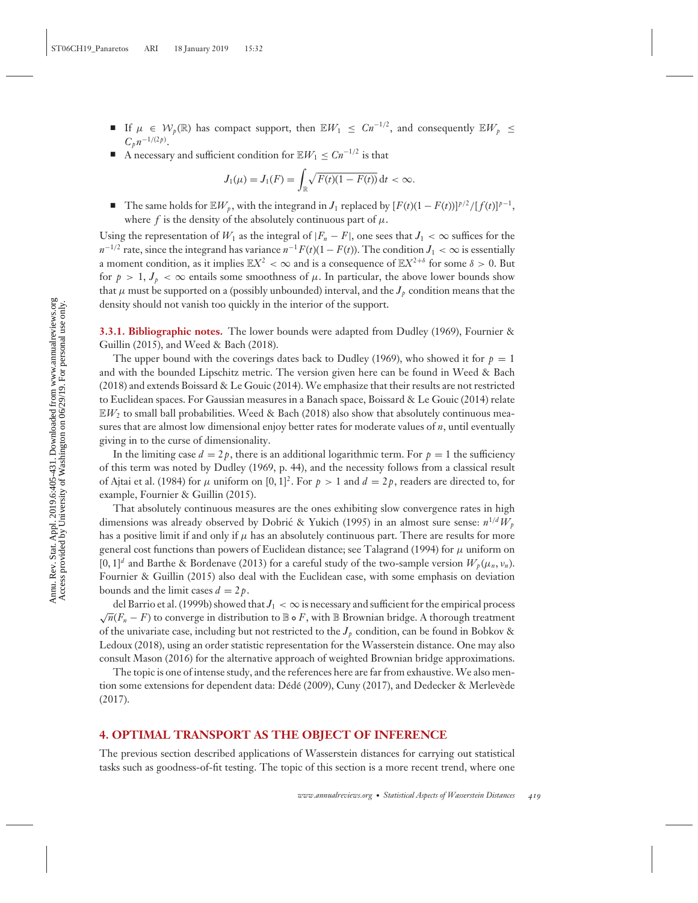- If $\mu \in \mathcal{W}_p(\mathbb{R})$ has compact support, then $\mathbb{E}W_1 \leq Cn^{-1/2}$, and consequently $\mathbb{E}W_p \leq C_p n^{-1/(2p)}$.
- A necessary and sufficient condition for $\mathbb{E}W_1 \leq Cn^{-1/2}$ is that

$$J_1(\mu) = J_1(F) = \int_{\mathbb{R}} \sqrt{F(t)(1-F(t))}\,\mathrm{d}t < \infty.$$

- The same holds for $\mathbb{E}W_p$, with the integrand in $J_1$ replaced by $[F(t)(1-F(t))]^{p/2}/[f(t)]^{p-1}$, where $f$ is the density of the absolutely continuous part of $\mu$.

Using the representation of $W_1$ as the integral of $|F_n - F|$, one sees that $J_1 < \infty$ suffices for the $n^{-1/2}$ rate, since the integrand has variance $n^{-1}F(t)(1-F(t))$. The condition $J_1 < \infty$ is essentially a moment condition, as it implies $\mathbb{E}X^2 < \infty$ and is a consequence of $\mathbb{E}X^{2+\delta}$ for some $\delta > 0$. But for $p > 1$, $J_p < \infty$ entails some smoothness of $\mu$. In particular, the above lower bounds show that $\mu$ must be supported on a (possibly unbounded) interval, and the $J_p$ condition means that the density should not vanish too quickly in the interior of the support.

**3.3.1. Bibliographic notes.** The lower bounds were adapted from Dudley (1969), Fournier & Guillin (2015), and Weed & Bach (2018).

The upper bound with the coverings dates back to Dudley (1969), who showed it for $p = 1$ and with the bounded Lipschitz metric. The version given here can be found in Weed & Bach (2018) and extends Boissard & Le Gouic (2014). We emphasize that their results are not restricted to Euclidean spaces. For Gaussian measures in a Banach space, Boissard & Le Gouic (2014) relate $\mathbb{E}W_2$ to small ball probabilities. Weed & Bach (2018) also show that absolutely continuous measures that are almost low dimensional enjoy better rates for moderate values of $n$, until eventually giving in to the curse of dimensionality.

In the limiting case $d = 2p$, there is an additional logarithmic term. For $p = 1$ the sufficiency of this term was noted by Dudley (1969, p. 44), and the necessity follows from a classical result of Ajtai et al. (1984) for $\mu$ uniform on $[0,1]^2$. For $p > 1$ and $d = 2p$, readers are directed to, for example, Fournier & Guillin (2015).

That absolutely continuous measures are the ones exhibiting slow convergence rates in high dimensions was already observed by Dobrić & Yukich (1995) in an almost sure sense: $n^{1/d}W_p$ has a positive limit if and only if $\mu$ has an absolutely continuous part. There are results for more general cost functions than powers of Euclidean distance; see Talagrand (1994) for $\mu$ uniform on $[0,1]^d$ and Barthe & Bordenave (2013) for a careful study of the two-sample version $W_p(\mu_n, \nu_n)$. Fournier & Guillin (2015) also deal with the Euclidean case, with some emphasis on deviation bounds and the limit cases $d = 2p$.

del Barrio et al. (1999b) showed that $J_1 < \infty$ is necessary and sufficient for the empirical process $\sqrt{n}(F_n - F)$ to converge in distribution to $\mathbb{B} \circ F$, with $\mathbb{B}$ Brownian bridge. A thorough treatment of the univariate case, including but not restricted to the $J_p$ condition, can be found in Bobkov & Ledoux (2018), using an order statistic representation for the Wasserstein distance. One may also consult Mason (2016) for the alternative approach of weighted Brownian bridge approximations.

The topic is one of intense study, and the references here are far from exhaustive. We also mention some extensions for dependent data: Dédé (2009), Cuny (2017), and Dedecker & Merlevède (2017).

## 4. OPTIMAL TRANSPORT AS THE OBJECT OF INFERENCE

The previous section described applications of Wasserstein distances for carrying out statistical tasks such as goodness-of-fit testing. The topic of this section is a more recent trend, where one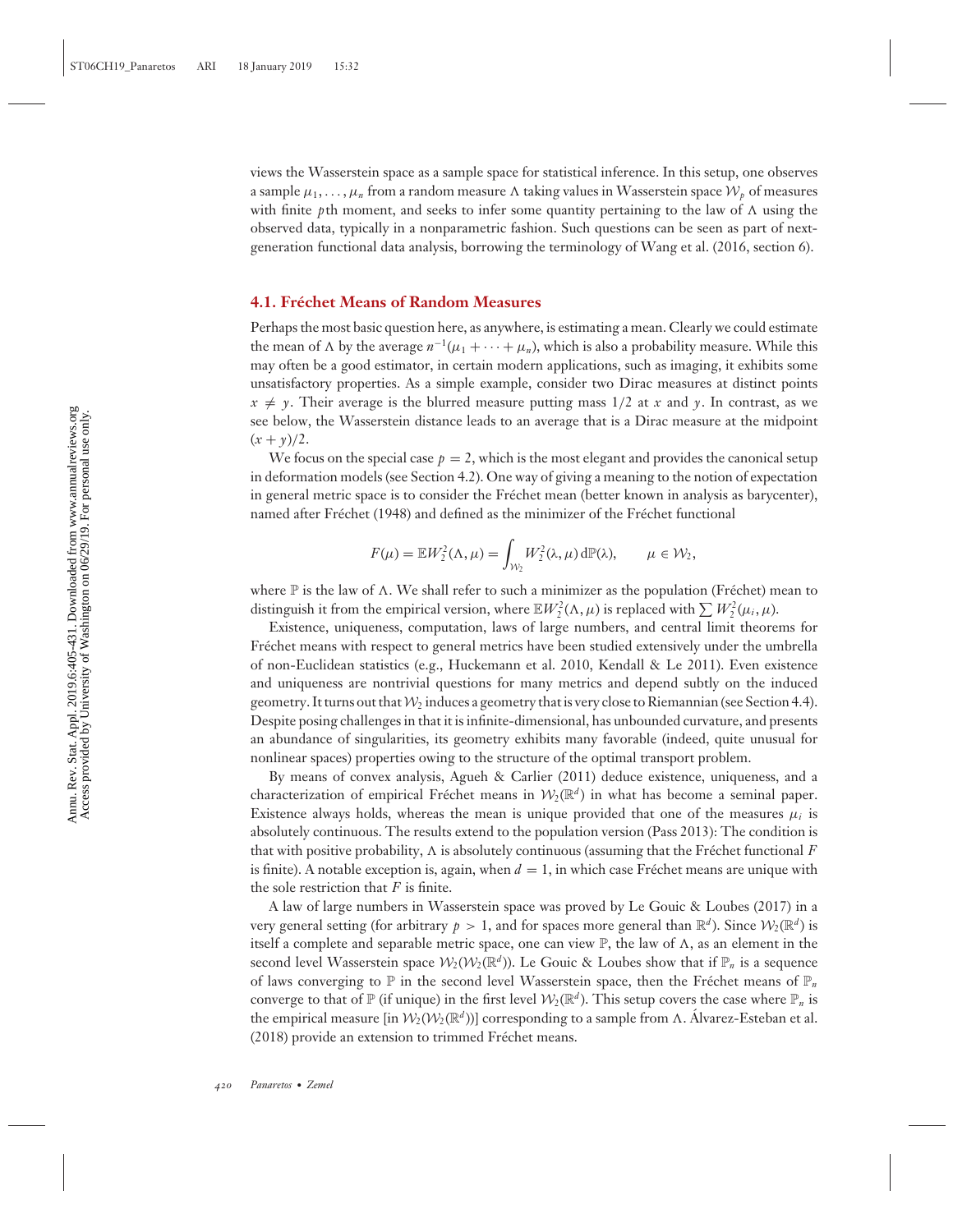views the Wasserstein space as a sample space for statistical inference. In this setup, one observes a sample $\mu_1, \ldots, \mu_n$ from a random measure $\Lambda$ taking values in Wasserstein space $\mathcal{W}_p$ of measures with finite $p$th moment, and seeks to infer some quantity pertaining to the law of $\Lambda$ using the observed data, typically in a nonparametric fashion. Such questions can be seen as part of next-generation functional data analysis, borrowing the terminology of Wang et al. (2016, section 6).

### 4.1. Fréchet Means of Random Measures

Perhaps the most basic question here, as anywhere, is estimating a mean. Clearly we could estimate the mean of $\Lambda$ by the average $n^{-1}(\mu_1 + \cdots + \mu_n)$, which is also a probability measure. While this may often be a good estimator, in certain modern applications, such as imaging, it exhibits some unsatisfactory properties. As a simple example, consider two Dirac measures at distinct points $x \neq y$. Their average is the blurred measure putting mass $1/2$ at $x$ and $y$. In contrast, as we see below, the Wasserstein distance leads to an average that is a Dirac measure at the midpoint $(x + y)/2$.

We focus on the special case $p = 2$, which is the most elegant and provides the canonical setup in deformation models (see Section 4.2). One way of giving a meaning to the notion of expectation in general metric space is to consider the Fréchet mean (better known in analysis as barycenter), named after Fréchet (1948) and defined as the minimizer of the Fréchet functional

$$F(\mu) = \mathbb{E}W_2^2(\Lambda, \mu) = \int_{\mathcal{W}_2} W_2^2(\lambda, \mu)\,\mathrm{d}\mathbb{P}(\lambda), \qquad \mu \in \mathcal{W}_2,$$

where $\mathbb{P}$ is the law of $\Lambda$. We shall refer to such a minimizer as the population (Fréchet) mean to distinguish it from the empirical version, where $\mathbb{E}W_2^2(\Lambda, \mu)$ is replaced with $\sum W_2^2(\mu_i, \mu)$.

Existence, uniqueness, computation, laws of large numbers, and central limit theorems for Fréchet means with respect to general metrics have been studied extensively under the umbrella of non-Euclidean statistics (e.g., Huckemann et al. 2010, Kendall & Le 2011). Even existence and uniqueness are nontrivial questions for many metrics and depend subtly on the induced geometry. It turns out that $\mathcal{W}_2$ induces a geometry that is very close to Riemannian (see Section 4.4). Despite posing challenges in that it is infinite-dimensional, has unbounded curvature, and presents an abundance of singularities, its geometry exhibits many favorable (indeed, quite unusual for nonlinear spaces) properties owing to the structure of the optimal transport problem.

By means of convex analysis, Agueh & Carlier (2011) deduce existence, uniqueness, and a characterization of empirical Fréchet means in $\mathcal{W}_2(\mathbb{R}^d)$ in what has become a seminal paper. Existence always holds, whereas the mean is unique provided that one of the measures $\mu_i$ is absolutely continuous. The results extend to the population version (Pass 2013): The condition is that with positive probability, $\Lambda$ is absolutely continuous (assuming that the Fréchet functional $F$ is finite). A notable exception is, again, when $d = 1$, in which case Fréchet means are unique with the sole restriction that $F$ is finite.

A law of large numbers in Wasserstein space was proved by Le Gouic & Loubes (2017) in a very general setting (for arbitrary $p > 1$, and for spaces more general than $\mathbb{R}^d$). Since $\mathcal{W}_2(\mathbb{R}^d)$ is itself a complete and separable metric space, one can view $\mathbb{P}$, the law of $\Lambda$, as an element in the second level Wasserstein space $\mathcal{W}_2(\mathcal{W}_2(\mathbb{R}^d))$. Le Gouic & Loubes show that if $\mathbb{P}_n$ is a sequence of laws converging to $\mathbb{P}$ in the second level Wasserstein space, then the Fréchet means of $\mathbb{P}_n$ converge to that of $\mathbb{P}$ (if unique) in the first level $\mathcal{W}_2(\mathbb{R}^d)$. This setup covers the case where $\mathbb{P}_n$ is the empirical measure [in $\mathcal{W}_2(\mathcal{W}_2(\mathbb{R}^d))$] corresponding to a sample from $\Lambda$. Álvarez-Esteban et al. (2018) provide an extension to trimmed Fréchet means.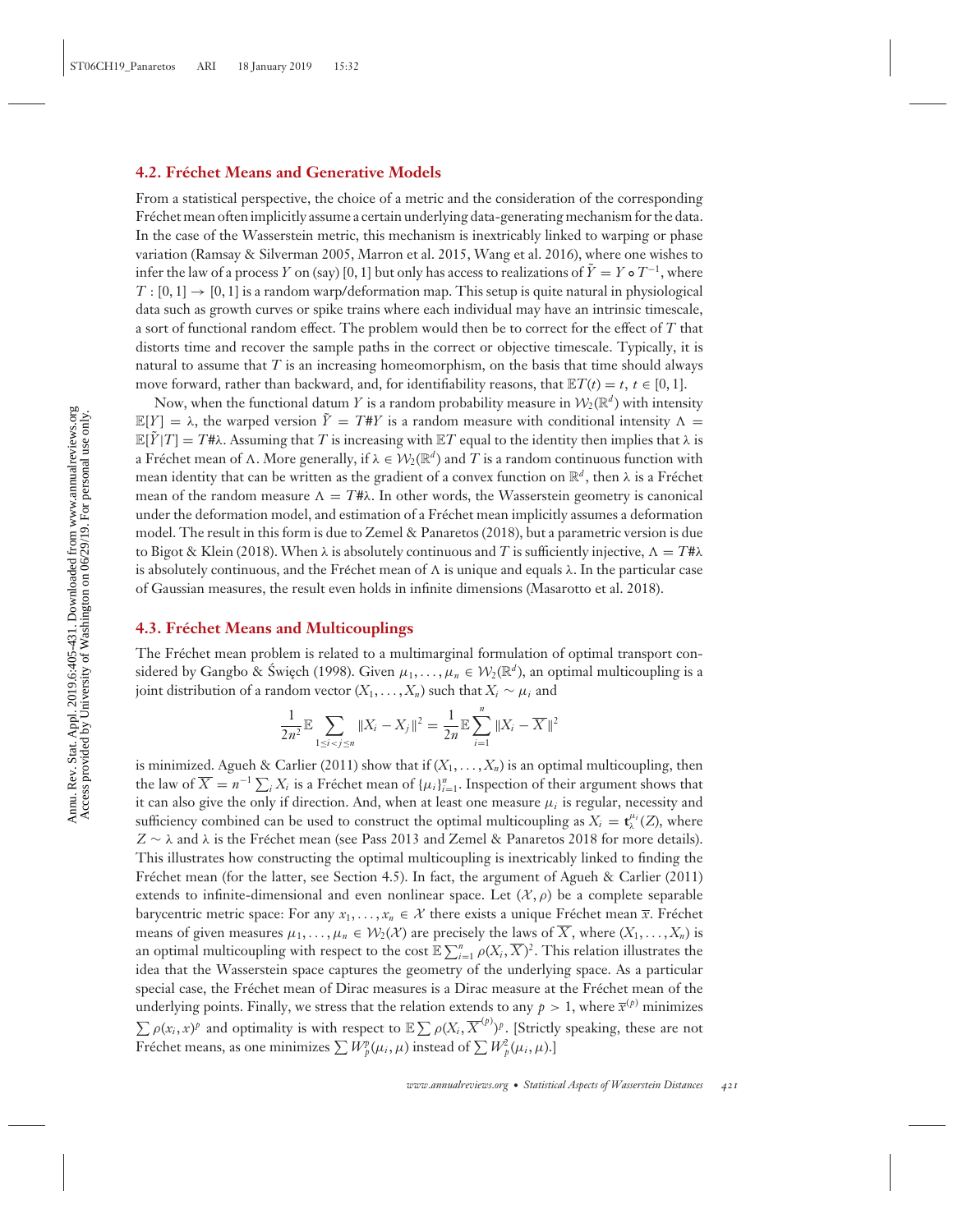### 4.2. Fréchet Means and Generative Models

From a statistical perspective, the choice of a metric and the consideration of the corresponding Fréchet mean often implicitly assume a certain underlying data-generating mechanism for the data. In the case of the Wasserstein metric, this mechanism is inextricably linked to warping or phase variation (Ramsay & Silverman 2005, Marron et al. 2015, Wang et al. 2016), where one wishes to infer the law of a process $Y$ on (say) $[0, 1]$ but only has access to realizations of $\tilde{Y} = Y \circ T^{-1}$, where $T : [0, 1] \to [0, 1]$ is a random warp/deformation map. This setup is quite natural in physiological data such as growth curves or spike trains where each individual may have an intrinsic timescale, a sort of functional random effect. The problem would then be to correct for the effect of $T$ that distorts time and recover the sample paths in the correct or objective timescale. Typically, it is natural to assume that $T$ is an increasing homeomorphism, on the basis that time should always move forward, rather than backward, and, for identifiability reasons, that $\mathbb{E}T(t) = t$, $t \in [0, 1]$.

Now, when the functional datum $Y$ is a random probability measure in $\mathcal{W}_2(\mathbb{R}^d)$ with intensity $\mathbb{E}[Y] = \lambda$, the warped version $\tilde{Y} = T\#Y$ is a random measure with conditional intensity $\Lambda = \mathbb{E}[\tilde{Y}|T] = T\#\lambda$. Assuming that $T$ is increasing with $\mathbb{E}T$ equal to the identity then implies that $\lambda$ is a Fréchet mean of $\Lambda$. More generally, if $\lambda \in \mathcal{W}_2(\mathbb{R}^d)$ and $T$ is a random continuous function with mean identity that can be written as the gradient of a convex function on $\mathbb{R}^d$, then $\lambda$ is a Fréchet mean of the random measure $\Lambda = T\#\lambda$. In other words, the Wasserstein geometry is canonical under the deformation model, and estimation of a Fréchet mean implicitly assumes a deformation model. The result in this form is due to Zemel & Panaretos (2018), but a parametric version is due to Bigot & Klein (2018). When $\lambda$ is absolutely continuous and $T$ is sufficiently injective, $\Lambda = T\#\lambda$ is absolutely continuous, and the Fréchet mean of $\Lambda$ is unique and equals $\lambda$. In the particular case of Gaussian measures, the result even holds in infinite dimensions (Masarotto et al. 2018).

### 4.3. Fréchet Means and Multicouplings

The Fréchet mean problem is related to a multimarginal formulation of optimal transport considered by Gangbo & Święch (1998). Given $\mu_1, \ldots, \mu_n \in \mathcal{W}_2(\mathbb{R}^d)$, an optimal multicoupling is a joint distribution of a random vector $(X_1, \ldots, X_n)$ such that $X_i \sim \mu_i$ and

$$\frac{1}{2n^2}\mathbb{E}\sum_{1 \le i < j \le n} \|X_i - X_j\|^2 = \frac{1}{2n}\mathbb{E}\sum_{i=1}^{n} \|X_i - \overline{X}\|^2$$

is minimized. Agueh & Carlier (2011) show that if $(X_1, \ldots, X_n)$ is an optimal multicoupling, then the law of $\overline{X} = n^{-1}\sum_i X_i$ is a Fréchet mean of $\{\mu_i\}_{i=1}^n$. Inspection of their argument shows that it can also give the only if direction. And, when at least one measure $\mu_i$ is regular, necessity and sufficiency combined can be used to construct the optimal multicoupling as $X_i = \mathbf{t}_\lambda^{\mu_i}(Z)$, where $Z \sim \lambda$ and $\lambda$ is the Fréchet mean (see Pass 2013 and Zemel & Panaretos 2018 for more details). This illustrates how constructing the optimal multicoupling is inextricably linked to finding the Fréchet mean (for the latter, see Section 4.5). In fact, the argument of Agueh & Carlier (2011) extends to infinite-dimensional and even nonlinear space. Let $(\mathcal{X}, \rho)$ be a complete separable barycentric metric space: For any $x_1, \ldots, x_n \in \mathcal{X}$ there exists a unique Fréchet mean $\overline{x}$. Fréchet means of given measures $\mu_1, \ldots, \mu_n \in \mathcal{W}_2(\mathcal{X})$ are precisely the laws of $\overline{X}$, where $(X_1, \ldots, X_n)$ is an optimal multicoupling with respect to the cost $\mathbb{E}\sum_{i=1}^n \rho(X_i, \overline{X})^2$. This relation illustrates the idea that the Wasserstein space captures the geometry of the underlying space. As a particular special case, the Fréchet mean of Dirac measures is a Dirac measure at the Fréchet mean of the underlying points. Finally, we stress that the relation extends to any $p > 1$, where $\overline{x}^{(p)}$ minimizes $\sum \rho(x_i, x)^p$ and optimality is with respect to $\mathbb{E}\sum \rho(X_i, \overline{X}^{(p)})^p$. [Strictly speaking, these are not Fréchet means, as one minimizes $\sum W_p^p(\mu_i, \mu)$ instead of $\sum W_p^2(\mu_i, \mu)$.]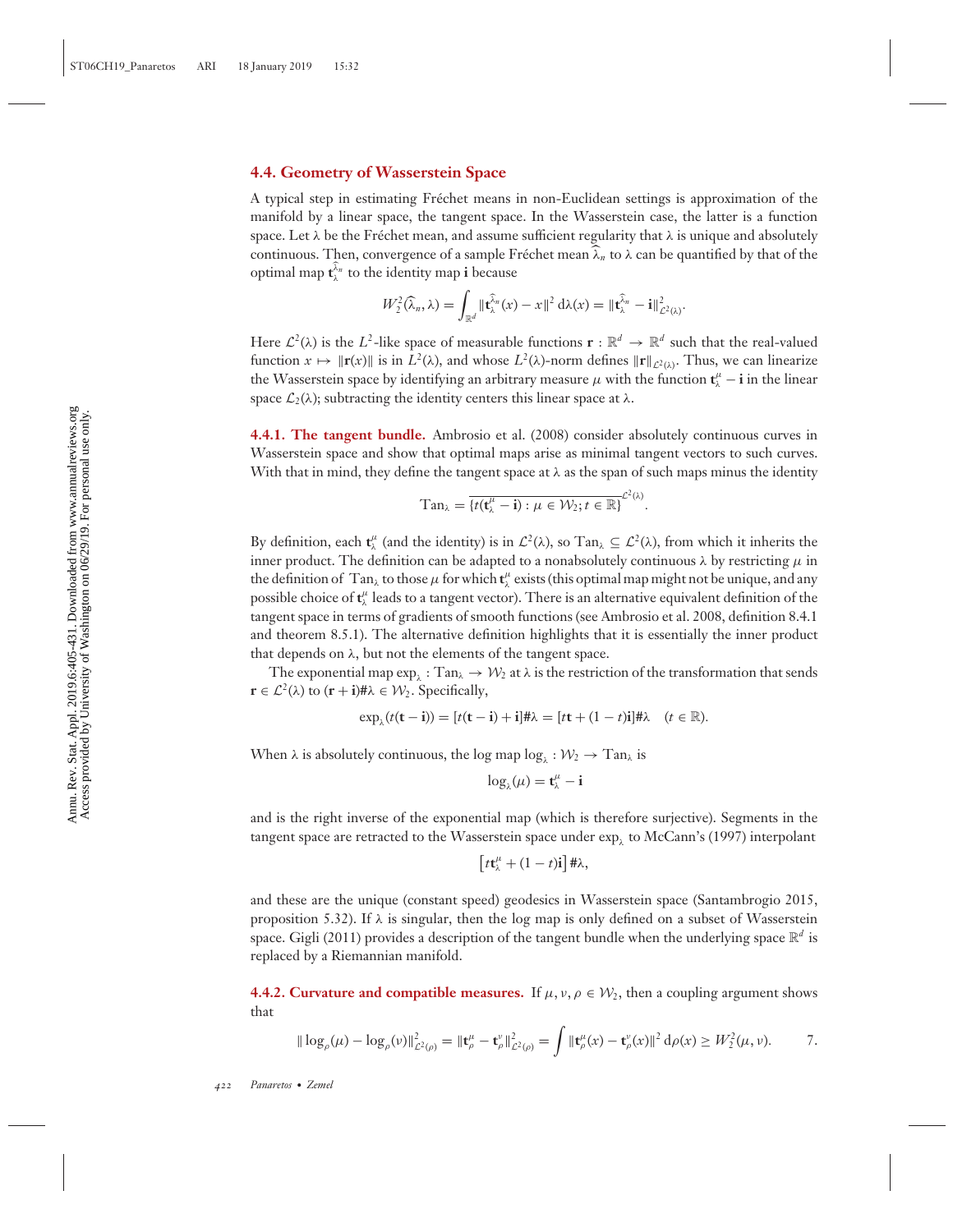### 4.4. Geometry of Wasserstein Space

A typical step in estimating Fréchet means in non-Euclidean settings is approximation of the manifold by a linear space, the tangent space. In the Wasserstein case, the latter is a function space. Let $\lambda$ be the Fréchet mean, and assume sufficient regularity that $\lambda$ is unique and absolutely continuous. Then, convergence of a sample Fréchet mean $\widehat{\lambda}_n$ to $\lambda$ can be quantified by that of the optimal map $\mathbf{t}_\lambda^{\widehat{\lambda}_n}$ to the identity map $\mathbf{i}$ because

$$W_2^2(\widehat{\lambda}_n, \lambda) = \int_{\mathbb{R}^d} \|\mathbf{t}_\lambda^{\widehat{\lambda}_n}(x) - x\|^2 \, \mathrm{d}\lambda(x) = \|\mathbf{t}_\lambda^{\widehat{\lambda}_n} - \mathbf{i}\|^2_{\mathcal{L}^2(\lambda)}.$$

Here $\mathcal{L}^2(\lambda)$ is the $L^2$-like space of measurable functions $\mathbf{r} : \mathbb{R}^d \to \mathbb{R}^d$ such that the real-valued function $x \mapsto \|\mathbf{r}(x)\|$ is in $L^2(\lambda)$, and whose $L^2(\lambda)$-norm defines $\|\mathbf{r}\|_{\mathcal{L}^2(\lambda)}$. Thus, we can linearize the Wasserstein space by identifying an arbitrary measure $\mu$ with the function $\mathbf{t}_\lambda^\mu - \mathbf{i}$ in the linear space $\mathcal{L}_2(\lambda)$; subtracting the identity centers this linear space at $\lambda$.

**4.4.1. The tangent bundle.** Ambrosio et al. (2008) consider absolutely continuous curves in Wasserstein space and show that optimal maps arise as minimal tangent vectors to such curves. With that in mind, they define the tangent space at $\lambda$ as the span of such maps minus the identity

$$\mathrm{Tan}_\lambda = \overline{\{t(\mathbf{t}_\lambda^\mu - \mathbf{i}) : \mu \in \mathcal{W}_2; t \in \mathbb{R}\}}^{\mathcal{L}^2(\lambda)}.$$

By definition, each $\mathbf{t}_\lambda^\mu$ (and the identity) is in $\mathcal{L}^2(\lambda)$, so $\mathrm{Tan}_\lambda \subseteq \mathcal{L}^2(\lambda)$, from which it inherits the inner product. The definition can be adapted to a nonabsolutely continuous $\lambda$ by restricting $\mu$ in the definition of $\mathrm{Tan}_\lambda$ to those $\mu$ for which $\mathbf{t}_\lambda^\mu$ exists (this optimal map might not be unique, and any possible choice of $\mathbf{t}_\lambda^\mu$ leads to a tangent vector). There is an alternative equivalent definition of the tangent space in terms of gradients of smooth functions (see Ambrosio et al. 2008, definition 8.4.1 and theorem 8.5.1). The alternative definition highlights that it is essentially the inner product that depends on $\lambda$, but not the elements of the tangent space.

The exponential map $\exp_\lambda : \mathrm{Tan}_\lambda \to \mathcal{W}_2$ at $\lambda$ is the restriction of the transformation that sends $\mathbf{r} \in \mathcal{L}^2(\lambda)$ to $(\mathbf{r} + \mathbf{i})\#\lambda \in \mathcal{W}_2$. Specifically,

$$\exp_\lambda(t(\mathbf{t} - \mathbf{i})) = [t(\mathbf{t} - \mathbf{i}) + \mathbf{i}]\#\lambda = [t\mathbf{t} + (1-t)\mathbf{i}]\#\lambda \quad (t \in \mathbb{R}).$$

When $\lambda$ is absolutely continuous, the log map $\log_\lambda : \mathcal{W}_2 \to \mathrm{Tan}_\lambda$ is

$$\log_\lambda(\mu) = \mathbf{t}_\lambda^\mu - \mathbf{i}$$

and is the right inverse of the exponential map (which is therefore surjective). Segments in the tangent space are retracted to the Wasserstein space under $\exp_\lambda$ to McCann's (1997) interpolant

$$\left[t\mathbf{t}_\lambda^\mu + (1-t)\mathbf{i}\right]\#\lambda,$$

and these are the unique (constant speed) geodesics in Wasserstein space (Santambrogio 2015, proposition 5.32). If $\lambda$ is singular, then the log map is only defined on a subset of Wasserstein space. Gigli (2011) provides a description of the tangent bundle when the underlying space $\mathbb{R}^d$ is replaced by a Riemannian manifold.

**4.4.2. Curvature and compatible measures.** If $\mu, \nu, \rho \in \mathcal{W}_2$, then a coupling argument shows that

$$\|\log_\rho(\mu) - \log_\rho(\nu)\|^2_{\mathcal{L}^2(\rho)} = \|\mathbf{t}_\rho^\mu - \mathbf{t}_\rho^\nu\|^2_{\mathcal{L}^2(\rho)} = \int \|\mathbf{t}_\rho^\mu(x) - \mathbf{t}_\rho^\nu(x)\|^2 \, \mathrm{d}\rho(x) \geq W_2^2(\mu, \nu). \qquad 7.$$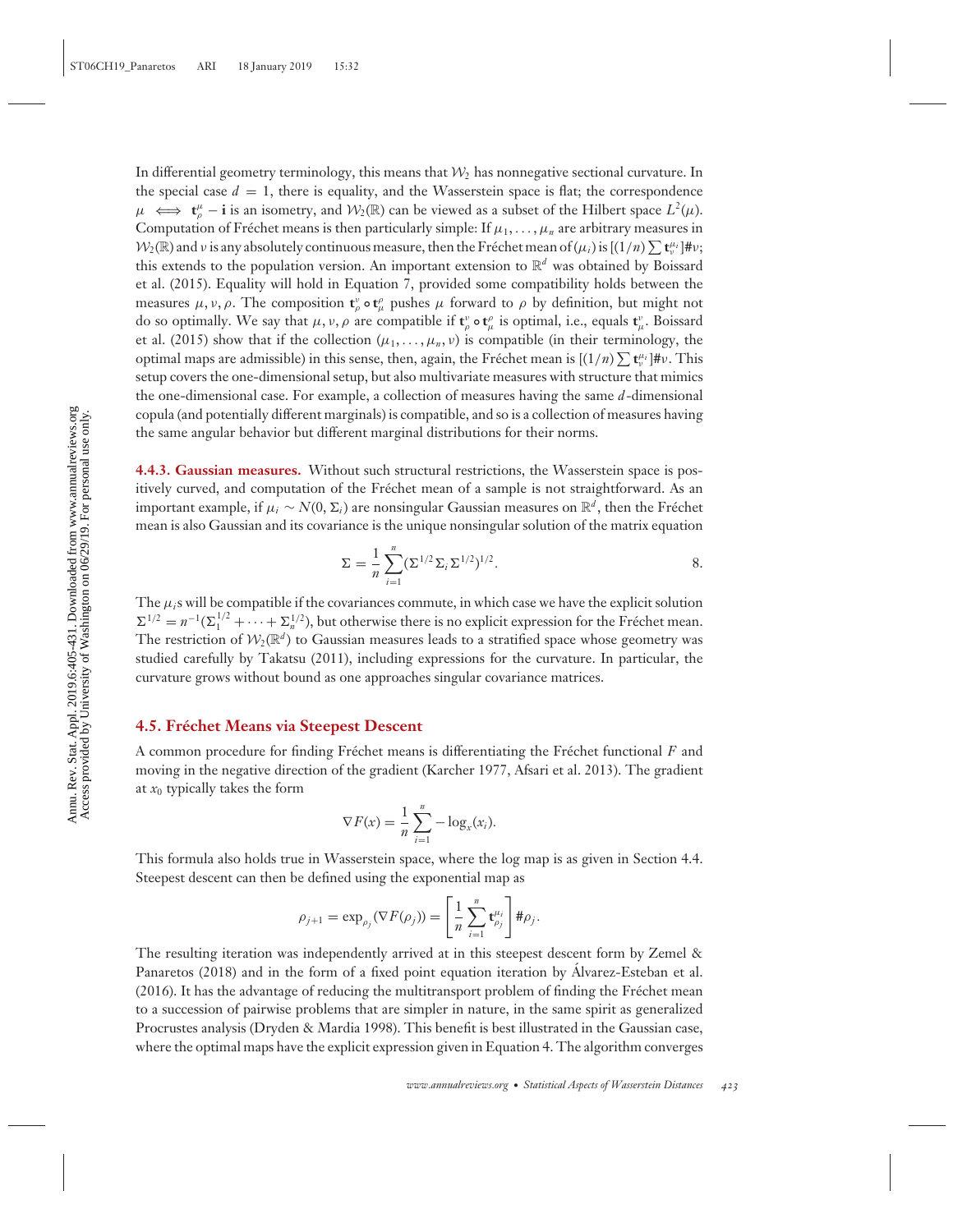In differential geometry terminology, this means that $\mathcal{W}_2$ has nonnegative sectional curvature. In the special case $d = 1$, there is equality, and the Wasserstein space is flat; the correspondence $\mu \iff \mathbf{t}_\rho^\mu - \mathbf{i}$ is an isometry, and $\mathcal{W}_2(\mathbb{R})$ can be viewed as a subset of the Hilbert space $L^2(\mu)$. Computation of Fréchet means is then particularly simple: If $\mu_1, \ldots, \mu_n$ are arbitrary measures in $\mathcal{W}_2(\mathbb{R})$ and $\nu$ is any absolutely continuous measure, then the Fréchet mean of $(\mu_i)$ is $[(1/n)\sum \mathbf{t}_\nu^{\mu_i}]\#\nu$; this extends to the population version. An important extension to $\mathbb{R}^d$ was obtained by Boissard et al. (2015). Equality will hold in Equation 7, provided some compatibility holds between the measures $\mu, \nu, \rho$. The composition $\mathbf{t}_\rho^\nu \circ \mathbf{t}_\mu^\rho$ pushes $\mu$ forward to $\rho$ by definition, but might not do so optimally. We say that $\mu, \nu, \rho$ are compatible if $\mathbf{t}_\rho^\nu \circ \mathbf{t}_\mu^\rho$ is optimal, i.e., equals $\mathbf{t}_\mu^\nu$. Boissard et al. (2015) show that if the collection $(\mu_1, \ldots, \mu_n, \nu)$ is compatible (in their terminology, the optimal maps are admissible) in this sense, then, again, the Fréchet mean is $[(1/n)\sum \mathbf{t}_\nu^{\mu_i}]\#\nu$. This setup covers the one-dimensional setup, but also multivariate measures with structure that mimics the one-dimensional case. For example, a collection of measures having the same $d$-dimensional copula (and potentially different marginals) is compatible, and so is a collection of measures having the same angular behavior but different marginal distributions for their norms.

#### 4.4.3. Gaussian measures.

Without such structural restrictions, the Wasserstein space is positively curved, and computation of the Fréchet mean of a sample is not straightforward. As an important example, if $\mu_i \sim N(0, \Sigma_i)$ are nonsingular Gaussian measures on $\mathbb{R}^d$, then the Fréchet mean is also Gaussian and its covariance is the unique nonsingular solution of the matrix equation

$$\Sigma = \frac{1}{n}\sum_{i=1}^{n}(\Sigma^{1/2}\Sigma_i\Sigma^{1/2})^{1/2}. \qquad 8.$$

The $\mu_i$s will be compatible if the covariances commute, in which case we have the explicit solution $\Sigma^{1/2} = n^{-1}(\Sigma_1^{1/2} + \cdots + \Sigma_n^{1/2})$, but otherwise there is no explicit expression for the Fréchet mean. The restriction of $\mathcal{W}_2(\mathbb{R}^d)$ to Gaussian measures leads to a stratified space whose geometry was studied carefully by Takatsu (2011), including expressions for the curvature. In particular, the curvature grows without bound as one approaches singular covariance matrices.

### 4.5. Fréchet Means via Steepest Descent

A common procedure for finding Fréchet means is differentiating the Fréchet functional $F$ and moving in the negative direction of the gradient (Karcher 1977, Afsari et al. 2013). The gradient at $x_0$ typically takes the form

$$\nabla F(x) = \frac{1}{n}\sum_{i=1}^{n} -\log_x(x_i).$$

This formula also holds true in Wasserstein space, where the log map is as given in Section 4.4. Steepest descent can then be defined using the exponential map as

$$\rho_{j+1} = \exp_{\rho_j}(\nabla F(\rho_j)) = \left[\frac{1}{n}\sum_{i=1}^{n}\mathbf{t}_{\rho_j}^{\mu_i}\right]\#\rho_j.$$

The resulting iteration was independently arrived at in this steepest descent form by Zemel & Panaretos (2018) and in the form of a fixed point equation iteration by Álvarez-Esteban et al. (2016). It has the advantage of reducing the multitransport problem of finding the Fréchet mean to a succession of pairwise problems that are simpler in nature, in the same spirit as generalized Procrustes analysis (Dryden & Mardia 1998). This benefit is best illustrated in the Gaussian case, where the optimal maps have the explicit expression given in Equation 4. The algorithm converges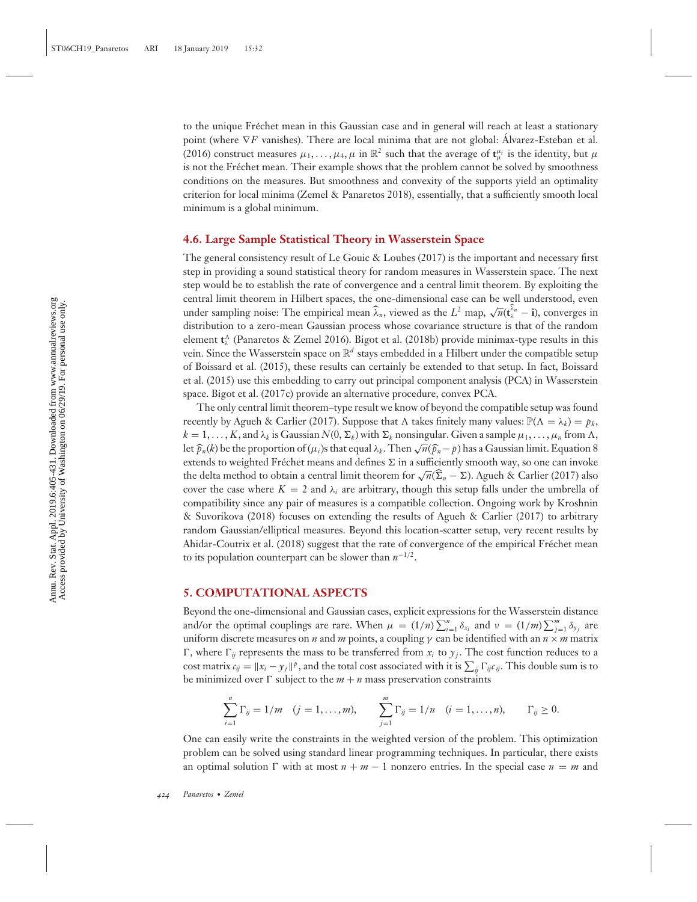to the unique Fréchet mean in this Gaussian case and in general will reach at least a stationary point (where $\nabla F$ vanishes). There are local minima that are not global: Álvarez-Esteban et al. (2016) construct measures $\mu_1, \ldots, \mu_4, \mu$ in $\mathbb{R}^2$ such that the average of $\mathbf{t}_\mu^{\mu_i}$ is the identity, but $\mu$ is not the Fréchet mean. Their example shows that the problem cannot be solved by smoothness conditions on the measures. But smoothness and convexity of the supports yield an optimality criterion for local minima (Zemel & Panaretos 2018), essentially, that a sufficiently smooth local minimum is a global minimum.

### 4.6. Large Sample Statistical Theory in Wasserstein Space

The general consistency result of Le Gouic & Loubes (2017) is the important and necessary first step in providing a sound statistical theory for random measures in Wasserstein space. The next step would be to establish the rate of convergence and a central limit theorem. By exploiting the central limit theorem in Hilbert spaces, the one-dimensional case can be well understood, even under sampling noise: The empirical mean $\widehat{\lambda}_n$, viewed as the $L^2$ map, $\sqrt{n}(\mathbf{t}_\lambda^{\widehat{\lambda}_n} - \mathbf{i})$, converges in distribution to a zero-mean Gaussian process whose covariance structure is that of the random element $\mathbf{t}_\lambda^\Lambda$ (Panaretos & Zemel 2016). Bigot et al. (2018b) provide minimax-type results in this vein. Since the Wasserstein space on $\mathbb{R}^d$ stays embedded in a Hilbert under the compatible setup of Boissard et al. (2015), these results can certainly be extended to that setup. In fact, Boissard et al. (2015) use this embedding to carry out principal component analysis (PCA) in Wasserstein space. Bigot et al. (2017c) provide an alternative procedure, convex PCA.

The only central limit theorem–type result we know of beyond the compatible setup was found recently by Agueh & Carlier (2017). Suppose that $\Lambda$ takes finitely many values: $\mathbb{P}(\Lambda = \lambda_k) = p_k$, $k = 1, \ldots, K$, and $\lambda_k$ is Gaussian $N(0, \Sigma_k)$ with $\Sigma_k$ nonsingular. Given a sample $\mu_1, \ldots, \mu_n$ from $\Lambda$, let $\widehat{p}_n(k)$ be the proportion of $(\mu_i)$s that equal $\lambda_k$. Then $\sqrt{n}(\widehat{p}_n - p)$ has a Gaussian limit. Equation 8 extends to weighted Fréchet means and defines $\Sigma$ in a sufficiently smooth way, so one can invoke the delta method to obtain a central limit theorem for $\sqrt{n}(\widehat{\Sigma}_n - \Sigma)$. Agueh & Carlier (2017) also cover the case where $K = 2$ and $\lambda_i$ are arbitrary, though this setup falls under the umbrella of compatibility since any pair of measures is a compatible collection. Ongoing work by Kroshnin & Suvorikova (2018) focuses on extending the results of Agueh & Carlier (2017) to arbitrary random Gaussian/elliptical measures. Beyond this location-scatter setup, very recent results by Ahidar-Coutrix et al. (2018) suggest that the rate of convergence of the empirical Fréchet mean to its population counterpart can be slower than $n^{-1/2}$.

## 5. COMPUTATIONAL ASPECTS

Beyond the one-dimensional and Gaussian cases, explicit expressions for the Wasserstein distance and/or the optimal couplings are rare. When $\mu = (1/n)\sum_{i=1}^n \delta_{x_i}$ and $\nu = (1/m)\sum_{j=1}^m \delta_{y_j}$ are uniform discrete measures on $n$ and $m$ points, a coupling $\gamma$ can be identified with an $n \times m$ matrix $\Gamma$, where $\Gamma_{ij}$ represents the mass to be transferred from $x_i$ to $y_j$. The cost function reduces to a cost matrix $c_{ij} = \|x_i - y_j\|^p$, and the total cost associated with it is $\sum_{ij} \Gamma_{ij} c_{ij}$. This double sum is to be minimized over $\Gamma$ subject to the $m + n$ mass preservation constraints

$$\sum_{i=1}^n \Gamma_{ij} = 1/m \quad (j = 1, \ldots, m), \qquad \sum_{j=1}^m \Gamma_{ij} = 1/n \quad (i = 1, \ldots, n), \qquad \Gamma_{ij} \geq 0.$$

One can easily write the constraints in the weighted version of the problem. This optimization problem can be solved using standard linear programming techniques. In particular, there exists an optimal solution $\Gamma$ with at most $n + m - 1$ nonzero entries. In the special case $n = m$ and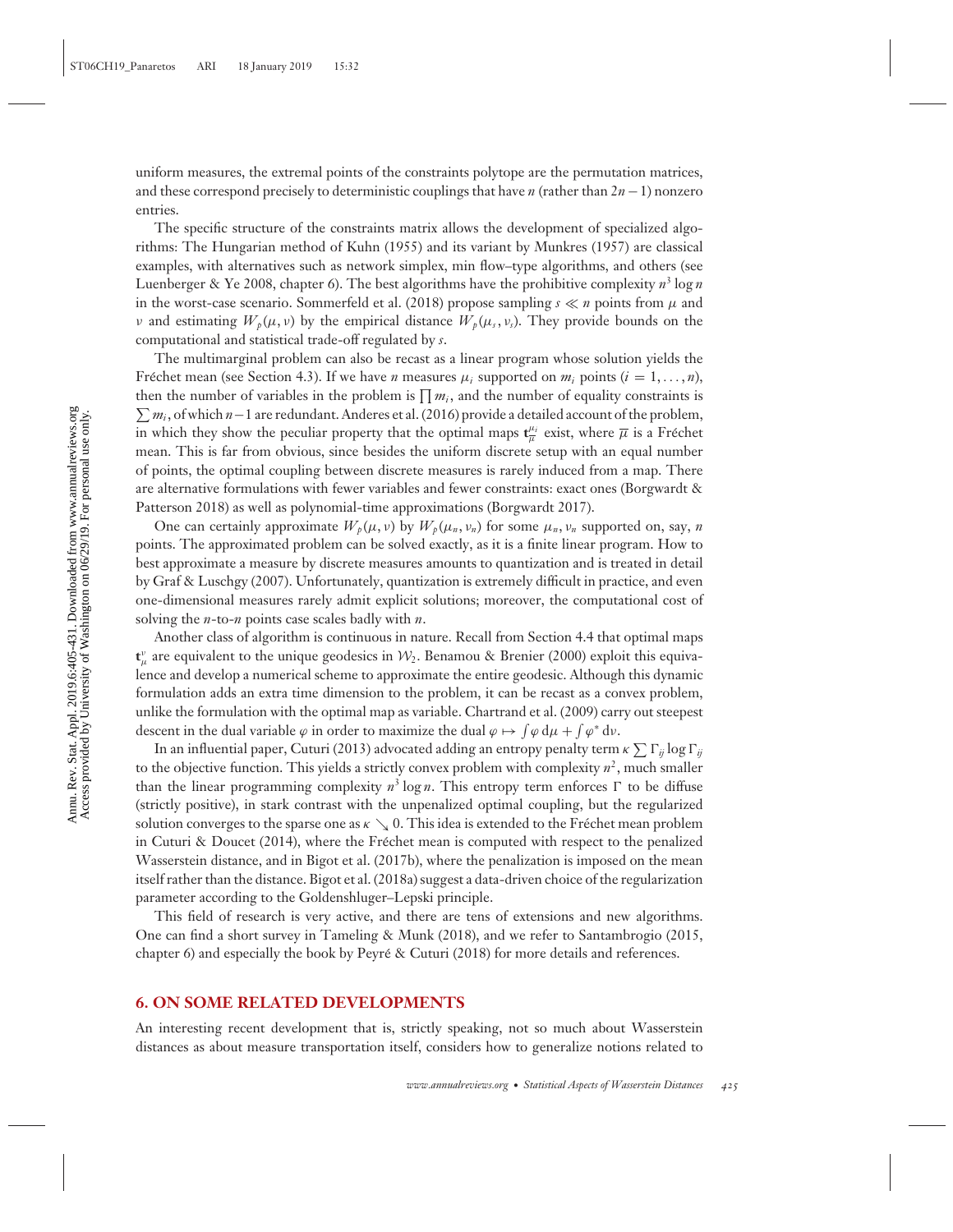uniform measures, the extremal points of the constraints polytope are the permutation matrices, and these correspond precisely to deterministic couplings that have $n$ (rather than $2n-1$) nonzero entries.

The specific structure of the constraints matrix allows the development of specialized algorithms: The Hungarian method of Kuhn (1955) and its variant by Munkres (1957) are classical examples, with alternatives such as network simplex, min flow–type algorithms, and others (see Luenberger & Ye 2008, chapter 6). The best algorithms have the prohibitive complexity $n^3 \log n$ in the worst-case scenario. Sommerfeld et al. (2018) propose sampling $s \ll n$ points from $\mu$ and $\nu$ and estimating $W_p(\mu, \nu)$ by the empirical distance $W_p(\mu_s, \nu_s)$. They provide bounds on the computational and statistical trade-off regulated by $s$.

The multimarginal problem can also be recast as a linear program whose solution yields the Fréchet mean (see Section 4.3). If we have $n$ measures $\mu_i$ supported on $m_i$ points ($i = 1, \ldots, n$), then the number of variables in the problem is $\prod m_i$, and the number of equality constraints is $\sum m_i$, of which $n-1$ are redundant. Anderes et al. (2016) provide a detailed account of the problem, in which they show the peculiar property that the optimal maps $\mathbf{t}_{\overline{\mu}}^{\mu_i}$ exist, where $\overline{\mu}$ is a Fréchet mean. This is far from obvious, since besides the uniform discrete setup with an equal number of points, the optimal coupling between discrete measures is rarely induced from a map. There are alternative formulations with fewer variables and fewer constraints: exact ones (Borgwardt & Patterson 2018) as well as polynomial-time approximations (Borgwardt 2017).

One can certainly approximate $W_p(\mu, \nu)$ by $W_p(\mu_n, \nu_n)$ for some $\mu_n, \nu_n$ supported on, say, $n$ points. The approximated problem can be solved exactly, as it is a finite linear program. How to best approximate a measure by discrete measures amounts to quantization and is treated in detail by Graf & Luschgy (2007). Unfortunately, quantization is extremely difficult in practice, and even one-dimensional measures rarely admit explicit solutions; moreover, the computational cost of solving the $n$-to-$n$ points case scales badly with $n$.

Another class of algorithm is continuous in nature. Recall from Section 4.4 that optimal maps $\mathbf{t}_\mu^\nu$ are equivalent to the unique geodesics in $\mathcal{W}_2$. Benamou & Brenier (2000) exploit this equivalence and develop a numerical scheme to approximate the entire geodesic. Although this dynamic formulation adds an extra time dimension to the problem, it can be recast as a convex problem, unlike the formulation with the optimal map as variable. Chartrand et al. (2009) carry out steepest descent in the dual variable $\varphi$ in order to maximize the dual $\varphi \mapsto \int \varphi \, d\mu + \int \varphi^* \, d\nu$.

In an influential paper, Cuturi (2013) advocated adding an entropy penalty term $\kappa \sum \Gamma_{ij} \log \Gamma_{ij}$ to the objective function. This yields a strictly convex problem with complexity $n^2$, much smaller than the linear programming complexity $n^3 \log n$. This entropy term enforces $\Gamma$ to be diffuse (strictly positive), in stark contrast with the unpenalized optimal coupling, but the regularized solution converges to the sparse one as $\kappa \searrow 0$. This idea is extended to the Fréchet mean problem in Cuturi & Doucet (2014), where the Fréchet mean is computed with respect to the penalized Wasserstein distance, and in Bigot et al. (2017b), where the penalization is imposed on the mean itself rather than the distance. Bigot et al. (2018a) suggest a data-driven choice of the regularization parameter according to the Goldenshluger–Lepski principle.

This field of research is very active, and there are tens of extensions and new algorithms. One can find a short survey in Tameling & Munk (2018), and we refer to Santambrogio (2015, chapter 6) and especially the book by Peyré & Cuturi (2018) for more details and references.

## 6. ON SOME RELATED DEVELOPMENTS

An interesting recent development that is, strictly speaking, not so much about Wasserstein distances as about measure transportation itself, considers how to generalize notions related to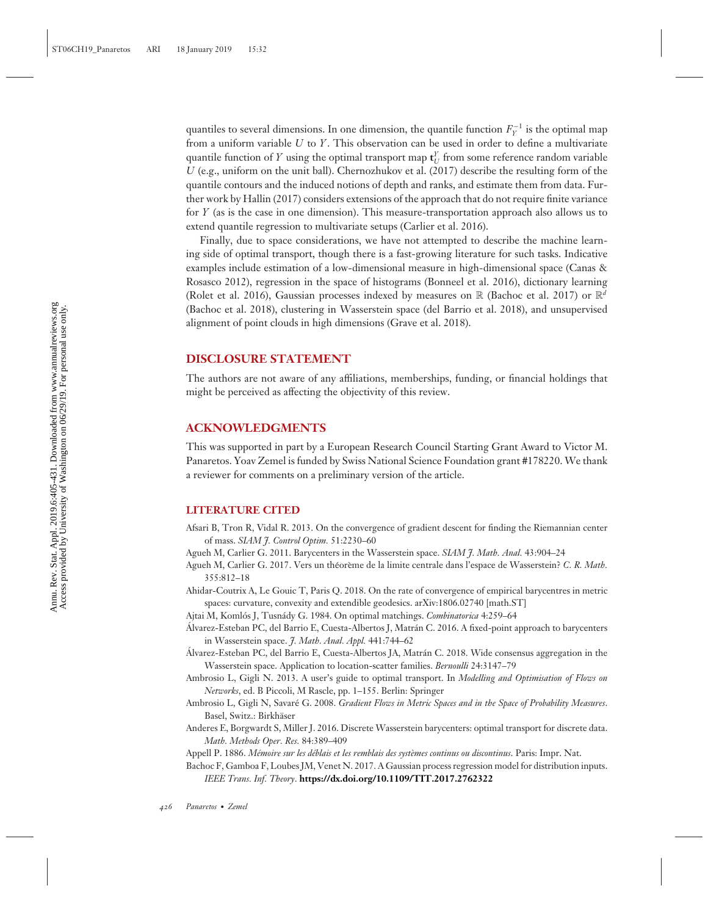quantiles to several dimensions. In one dimension, the quantile function $F_Y^{-1}$ is the optimal map from a uniform variable $U$ to $Y$. This observation can be used in order to define a multivariate quantile function of $Y$ using the optimal transport map $\mathbf{t}_U^Y$ from some reference random variable $U$ (e.g., uniform on the unit ball). Chernozhukov et al. (2017) describe the resulting form of the quantile contours and the induced notions of depth and ranks, and estimate them from data. Further work by Hallin (2017) considers extensions of the approach that do not require finite variance for $Y$ (as is the case in one dimension). This measure-transportation approach also allows us to extend quantile regression to multivariate setups (Carlier et al. 2016).

Finally, due to space considerations, we have not attempted to describe the machine learning side of optimal transport, though there is a fast-growing literature for such tasks. Indicative examples include estimation of a low-dimensional measure in high-dimensional space (Canas & Rosasco 2012), regression in the space of histograms (Bonneel et al. 2016), dictionary learning (Rolet et al. 2016), Gaussian processes indexed by measures on $\mathbb{R}$ (Bachoc et al. 2017) or $\mathbb{R}^d$ (Bachoc et al. 2018), clustering in Wasserstein space (del Barrio et al. 2018), and unsupervised alignment of point clouds in high dimensions (Grave et al. 2018).

## DISCLOSURE STATEMENT

The authors are not aware of any affiliations, memberships, funding, or financial holdings that might be perceived as affecting the objectivity of this review.

## ACKNOWLEDGMENTS

This was supported in part by a European Research Council Starting Grant Award to Victor M. Panaretos. Yoav Zemel is funded by Swiss National Science Foundation grant #178220. We thank a reviewer for comments on a preliminary version of the article.

## LITERATURE CITED

Afsari B, Tron R, Vidal R. 2013. On the convergence of gradient descent for finding the Riemannian center of mass. *SIAM J. Control Optim.* 51:2230–60

Agueh M, Carlier G. 2011. Barycenters in the Wasserstein space. *SIAM J. Math. Anal.* 43:904–24

Agueh M, Carlier G. 2017. Vers un théorème de la limite centrale dans l'espace de Wasserstein? *C. R. Math.* 355:812–18

Ahidar-Coutrix A, Le Gouic T, Paris Q. 2018. On the rate of convergence of empirical barycentres in metric spaces: curvature, convexity and extendible geodesics. arXiv:1806.02740 [math.ST]

Ajtai M, Komlós J, Tusnády G. 1984. On optimal matchings. *Combinatorica* 4:259–64

Álvarez-Esteban PC, del Barrio E, Cuesta-Albertos J, Matrán C. 2016. A fixed-point approach to barycenters in Wasserstein space. *J. Math. Anal. Appl.* 441:744–62

Álvarez-Esteban PC, del Barrio E, Cuesta-Albertos JA, Matrán C. 2018. Wide consensus aggregation in the Wasserstein space. Application to location-scatter families. *Bernoulli* 24:3147–79

Ambrosio L, Gigli N. 2013. A user's guide to optimal transport. In *Modelling and Optimisation of Flows on Networks*, ed. B Piccoli, M Rascle, pp. 1–155. Berlin: Springer

Ambrosio L, Gigli N, Savaré G. 2008. *Gradient Flows in Metric Spaces and in the Space of Probability Measures*. Basel, Switz.: Birkhäser

Anderes E, Borgwardt S, Miller J. 2016. Discrete Wasserstein barycenters: optimal transport for discrete data. *Math. Methods Oper. Res.* 84:389–409

Appell P. 1886. *Mémoire sur les déblais et les remblais des systèmes continus ou discontinus*. Paris: Impr. Nat.

Bachoc F, Gamboa F, Loubes JM, Venet N. 2017. A Gaussian process regression model for distribution inputs. *IEEE Trans. Inf. Theory*. **https://dx.doi.org/10.1109/TIT.2017.2762322**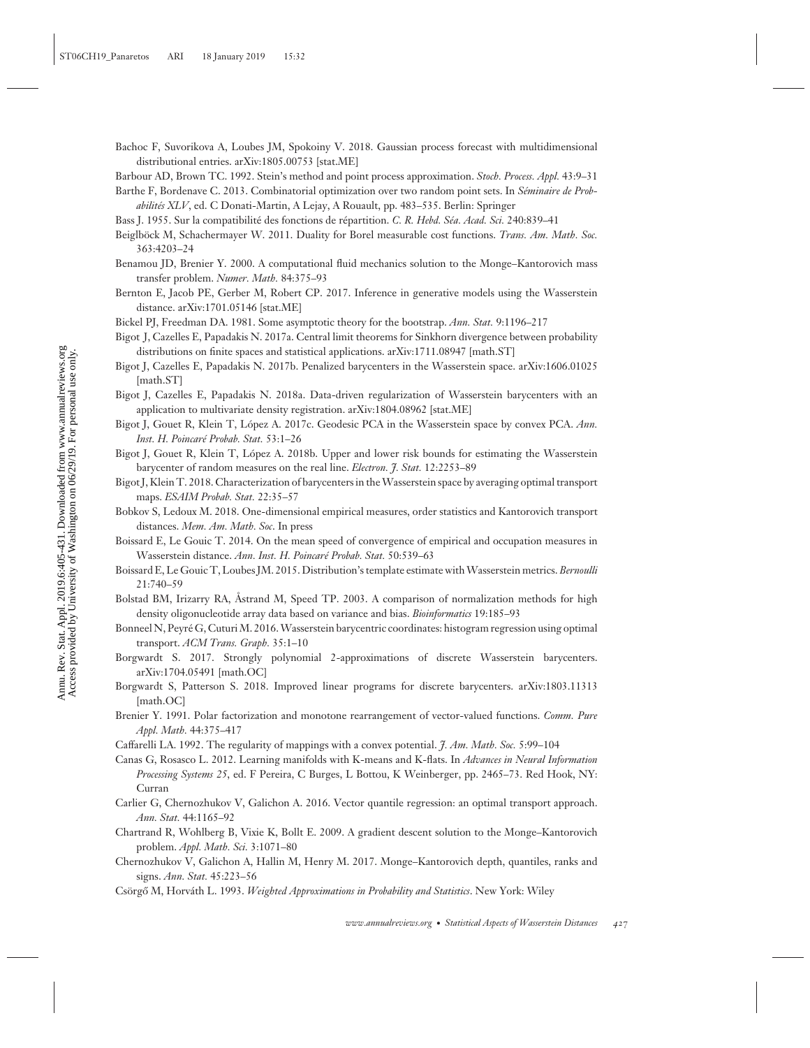Bachoc F, Suvorikova A, Loubes JM, Spokoiny V. 2018. Gaussian process forecast with multidimensional distributional entries. arXiv:1805.00753 [stat.ME]

Barbour AD, Brown TC. 1992. Stein's method and point process approximation. *Stoch. Process. Appl.* 43:9–31

Barthe F, Bordenave C. 2013. Combinatorial optimization over two random point sets. In *Séminaire de Probabilités XLV*, ed. C Donati-Martin, A Lejay, A Rouault, pp. 483–535. Berlin: Springer

Bass J. 1955. Sur la compatibilité des fonctions de répartition. *C. R. Hebd. Séa. Acad. Sci.* 240:839–41

Beiglböck M, Schachermayer W. 2011. Duality for Borel measurable cost functions. *Trans. Am. Math. Soc.* 363:4203–24

Benamou JD, Brenier Y. 2000. A computational fluid mechanics solution to the Monge–Kantorovich mass transfer problem. *Numer. Math.* 84:375–93

Bernton E, Jacob PE, Gerber M, Robert CP. 2017. Inference in generative models using the Wasserstein distance. arXiv:1701.05146 [stat.ME]

Bickel PJ, Freedman DA. 1981. Some asymptotic theory for the bootstrap. *Ann. Stat.* 9:1196–217

Bigot J, Cazelles E, Papadakis N. 2017a. Central limit theorems for Sinkhorn divergence between probability distributions on finite spaces and statistical applications. arXiv:1711.08947 [math.ST]

Bigot J, Cazelles E, Papadakis N. 2017b. Penalized barycenters in the Wasserstein space. arXiv:1606.01025 [math.ST]

Bigot J, Cazelles E, Papadakis N. 2018a. Data-driven regularization of Wasserstein barycenters with an application to multivariate density registration. arXiv:1804.08962 [stat.ME]

Bigot J, Gouet R, Klein T, López A. 2017c. Geodesic PCA in the Wasserstein space by convex PCA. *Ann. Inst. H. Poincaré Probab. Stat.* 53:1–26

Bigot J, Gouet R, Klein T, López A. 2018b. Upper and lower risk bounds for estimating the Wasserstein barycenter of random measures on the real line. *Electron. J. Stat.* 12:2253–89

Bigot J, Klein T. 2018. Characterization of barycenters in the Wasserstein space by averaging optimal transport maps. *ESAIM Probab. Stat.* 22:35–57

Bobkov S, Ledoux M. 2018. One-dimensional empirical measures, order statistics and Kantorovich transport distances. *Mem. Am. Math. Soc*. In press

Boissard E, Le Gouic T. 2014. On the mean speed of convergence of empirical and occupation measures in Wasserstein distance. *Ann. Inst. H. Poincaré Probab. Stat.* 50:539–63

Boissard E, Le Gouic T, Loubes JM. 2015. Distribution's template estimate with Wasserstein metrics. *Bernoulli* 21:740–59

Bolstad BM, Irizarry RA, Åstrand M, Speed TP. 2003. A comparison of normalization methods for high density oligonucleotide array data based on variance and bias. *Bioinformatics* 19:185–93

Bonneel N, Peyré G, Cuturi M. 2016. Wasserstein barycentric coordinates: histogram regression using optimal transport. *ACM Trans. Graph.* 35:1–10

Borgwardt S. 2017. Strongly polynomial 2-approximations of discrete Wasserstein barycenters. arXiv:1704.05491 [math.OC]

Borgwardt S, Patterson S. 2018. Improved linear programs for discrete barycenters. arXiv:1803.11313 [math.OC]

Brenier Y. 1991. Polar factorization and monotone rearrangement of vector-valued functions. *Comm. Pure Appl. Math.* 44:375–417

Caffarelli LA. 1992. The regularity of mappings with a convex potential. *J. Am. Math. Soc.* 5:99–104

Canas G, Rosasco L. 2012. Learning manifolds with K-means and K-flats. In *Advances in Neural Information Processing Systems 25*, ed. F Pereira, C Burges, L Bottou, K Weinberger, pp. 2465–73. Red Hook, NY: Curran

Carlier G, Chernozhukov V, Galichon A. 2016. Vector quantile regression: an optimal transport approach. *Ann. Stat.* 44:1165–92

Chartrand R, Wohlberg B, Vixie K, Bollt E. 2009. A gradient descent solution to the Monge–Kantorovich problem. *Appl. Math. Sci.* 3:1071–80

Chernozhukov V, Galichon A, Hallin M, Henry M. 2017. Monge–Kantorovich depth, quantiles, ranks and signs. *Ann. Stat.* 45:223–56

Csörgő M, Horváth L. 1993. *Weighted Approximations in Probability and Statistics*. New York: Wiley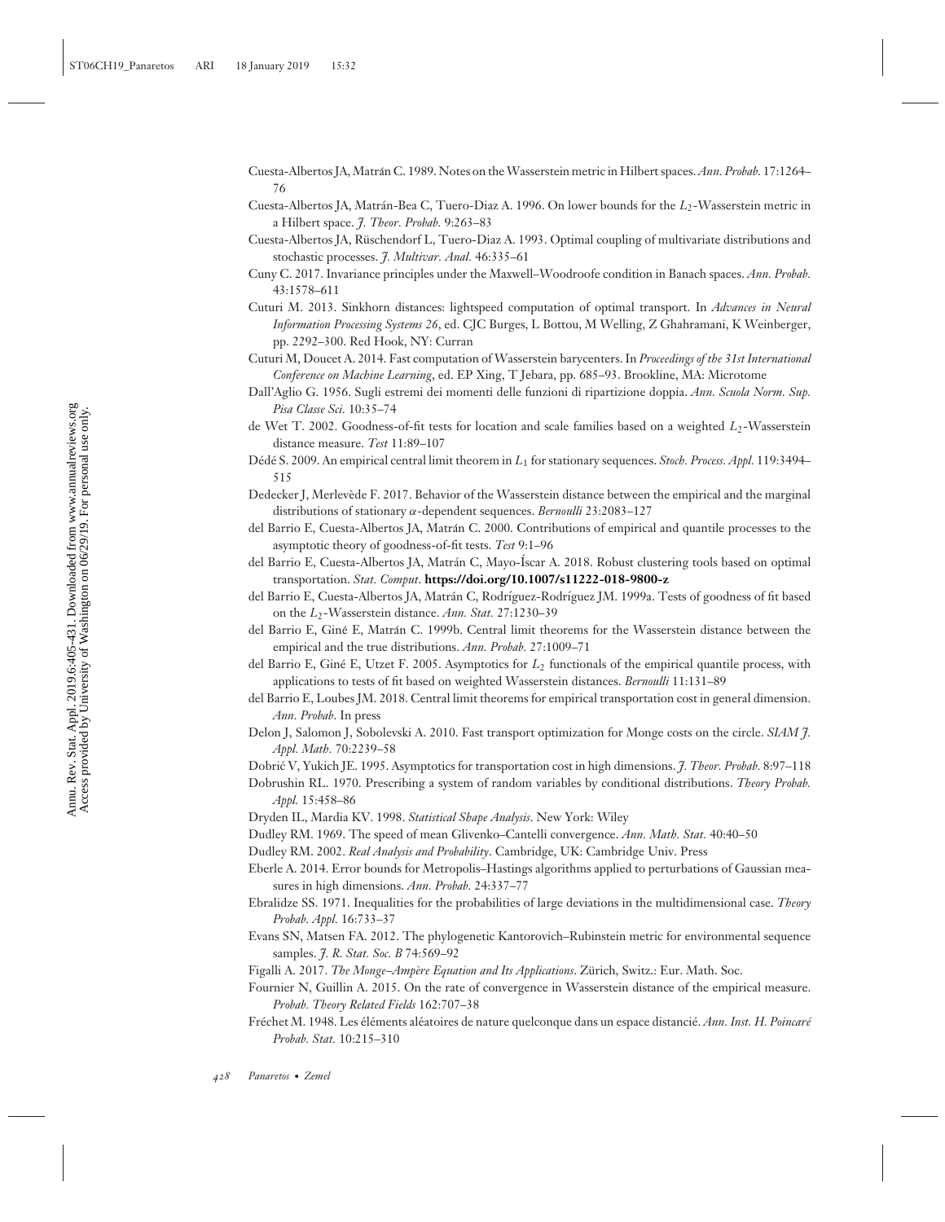Cuesta-Albertos JA, Matrán C. 1989. Notes on the Wasserstein metric in Hilbert spaces. *Ann. Probab.* 17:1264–76

Cuesta-Albertos JA, Matrán-Bea C, Tuero-Diaz A. 1996. On lower bounds for the $L_2$-Wasserstein metric in a Hilbert space. *J. Theor. Probab.* 9:263–83

Cuesta-Albertos JA, Rüschendorf L, Tuero-Diaz A. 1993. Optimal coupling of multivariate distributions and stochastic processes. *J. Multivar. Anal.* 46:335–61

Cuny C. 2017. Invariance principles under the Maxwell–Woodroofe condition in Banach spaces. *Ann. Probab.* 43:1578–611

Cuturi M. 2013. Sinkhorn distances: lightspeed computation of optimal transport. In *Advances in Neural Information Processing Systems 26*, ed. CJC Burges, L Bottou, M Welling, Z Ghahramani, K Weinberger, pp. 2292–300. Red Hook, NY: Curran

Cuturi M, Doucet A. 2014. Fast computation of Wasserstein barycenters. In *Proceedings of the 31st International Conference on Machine Learning*, ed. EP Xing, T Jebara, pp. 685–93. Brookline, MA: Microtome

Dall'Aglio G. 1956. Sugli estremi dei momenti delle funzioni di ripartizione doppia. *Ann. Scuola Norm. Sup. Pisa Classe Sci.* 10:35–74

de Wet T. 2002. Goodness-of-fit tests for location and scale families based on a weighted $L_2$-Wasserstein distance measure. *Test* 11:89–107

Dédé S. 2009. An empirical central limit theorem in $L_1$ for stationary sequences. *Stoch. Process. Appl.* 119:3494–515

Dedecker J, Merlevède F. 2017. Behavior of the Wasserstein distance between the empirical and the marginal distributions of stationary $\alpha$-dependent sequences. *Bernoulli* 23:2083–127

del Barrio E, Cuesta-Albertos JA, Matrán C. 2000. Contributions of empirical and quantile processes to the asymptotic theory of goodness-of-fit tests. *Test* 9:1–96

del Barrio E, Cuesta-Albertos JA, Matrán C, Mayo-Íscar A. 2018. Robust clustering tools based on optimal transportation. *Stat. Comput.* **https://doi.org/10.1007/s11222-018-9800-z**

del Barrio E, Cuesta-Albertos JA, Matrán C, Rodríguez-Rodríguez JM. 1999a. Tests of goodness of fit based on the $L_2$-Wasserstein distance. *Ann. Stat.* 27:1230–39

del Barrio E, Giné E, Matrán C. 1999b. Central limit theorems for the Wasserstein distance between the empirical and the true distributions. *Ann. Probab.* 27:1009–71

del Barrio E, Giné E, Utzet F. 2005. Asymptotics for $L_2$ functionals of the empirical quantile process, with applications to tests of fit based on weighted Wasserstein distances. *Bernoulli* 11:131–89

del Barrio E, Loubes JM. 2018. Central limit theorems for empirical transportation cost in general dimension. *Ann. Probab*. In press

Delon J, Salomon J, Sobolevski A. 2010. Fast transport optimization for Monge costs on the circle. *SIAM J. Appl. Math.* 70:2239–58

Dobrić V, Yukich JE. 1995. Asymptotics for transportation cost in high dimensions. *J. Theor. Probab.* 8:97–118

Dobrushin RL. 1970. Prescribing a system of random variables by conditional distributions. *Theory Probab. Appl.* 15:458–86

Dryden IL, Mardia KV. 1998. *Statistical Shape Analysis*. New York: Wiley

Dudley RM. 1969. The speed of mean Glivenko–Cantelli convergence. *Ann. Math. Stat.* 40:40–50

Dudley RM. 2002. *Real Analysis and Probability*. Cambridge, UK: Cambridge Univ. Press

Eberle A. 2014. Error bounds for Metropolis–Hastings algorithms applied to perturbations of Gaussian measures in high dimensions. *Ann. Probab.* 24:337–77

Ebralidze SS. 1971. Inequalities for the probabilities of large deviations in the multidimensional case. *Theory Probab. Appl.* 16:733–37

Evans SN, Matsen FA. 2012. The phylogenetic Kantorovich–Rubinstein metric for environmental sequence samples. *J. R. Stat. Soc. B* 74:569–92

Figalli A. 2017. *The Monge–Ampère Equation and Its Applications*. Zürich, Switz.: Eur. Math. Soc.

Fournier N, Guillin A. 2015. On the rate of convergence in Wasserstein distance of the empirical measure. *Probab. Theory Related Fields* 162:707–38

Fréchet M. 1948. Les éléments aléatoires de nature quelconque dans un espace distancié. *Ann. Inst. H. Poincaré Probab. Stat.* 10:215–310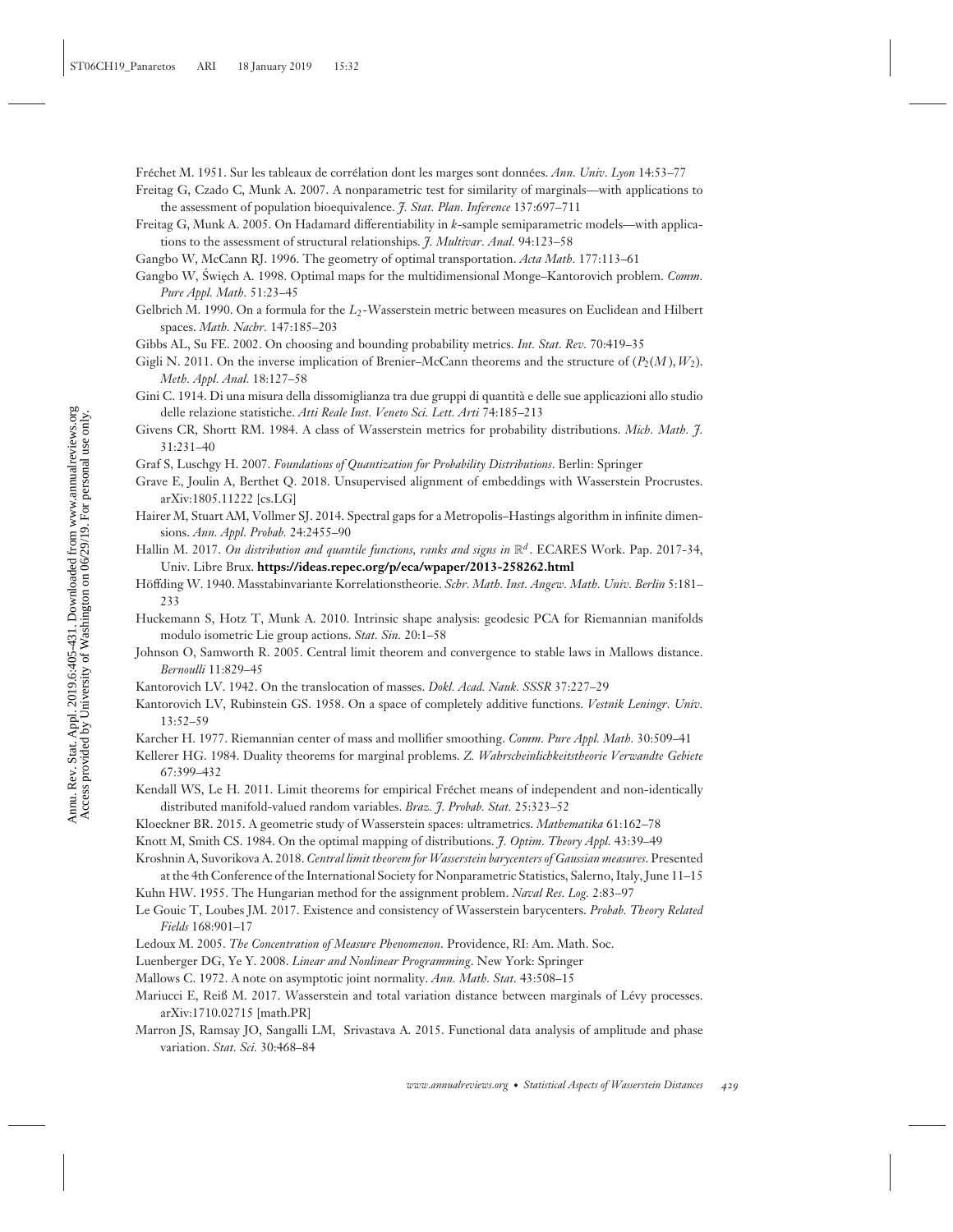Fréchet M. 1951. Sur les tableaux de corrélation dont les marges sont données. *Ann. Univ. Lyon* 14:53–77

Freitag G, Czado C, Munk A. 2007. A nonparametric test for similarity of marginals—with applications to the assessment of population bioequivalence. *J. Stat. Plan. Inference* 137:697–711

Freitag G, Munk A. 2005. On Hadamard differentiability in *k*-sample semiparametric models—with applications to the assessment of structural relationships. *J. Multivar. Anal.* 94:123–58

Gangbo W, McCann RJ. 1996. The geometry of optimal transportation. *Acta Math.* 177:113–61

Gangbo W, Święch A. 1998. Optimal maps for the multidimensional Monge–Kantorovich problem. *Comm. Pure Appl. Math.* 51:23–45

Gelbrich M. 1990. On a formula for the $L_2$-Wasserstein metric between measures on Euclidean and Hilbert spaces. *Math. Nachr.* 147:185–203

Gibbs AL, Su FE. 2002. On choosing and bounding probability metrics. *Int. Stat. Rev.* 70:419–35

Gigli N. 2011. On the inverse implication of Brenier–McCann theorems and the structure of $(P_2(M), W_2)$. *Meth. Appl. Anal.* 18:127–58

Gini C. 1914. Di una misura della dissomiglianza tra due gruppi di quantità e delle sue applicazioni allo studio delle relazione statistiche. *Atti Reale Inst. Veneto Sci. Lett. Arti* 74:185–213

Givens CR, Shortt RM. 1984. A class of Wasserstein metrics for probability distributions. *Mich. Math. J.* 31:231–40

Graf S, Luschgy H. 2007. *Foundations of Quantization for Probability Distributions*. Berlin: Springer

Grave E, Joulin A, Berthet Q. 2018. Unsupervised alignment of embeddings with Wasserstein Procrustes. arXiv:1805.11222 [cs.LG]

Hairer M, Stuart AM, Vollmer SJ. 2014. Spectral gaps for a Metropolis–Hastings algorithm in infinite dimensions. *Ann. Appl. Probab.* 24:2455–90

Hallin M. 2017. *On distribution and quantile functions, ranks and signs in* $\mathbb{R}^d$. ECARES Work. Pap. 2017-34, Univ. Libre Brux. **https://ideas.repec.org/p/eca/wpaper/2013-258262.html**

Höffding W. 1940. Masstabinvariante Korrelationstheorie. *Schr. Math. Inst. Angew. Math. Univ. Berlin* 5:181–233

Huckemann S, Hotz T, Munk A. 2010. Intrinsic shape analysis: geodesic PCA for Riemannian manifolds modulo isometric Lie group actions. *Stat. Sin.* 20:1–58

Johnson O, Samworth R. 2005. Central limit theorem and convergence to stable laws in Mallows distance. *Bernoulli* 11:829–45

Kantorovich LV. 1942. On the translocation of masses. *Dokl. Acad. Nauk. SSSR* 37:227–29

Kantorovich LV, Rubinstein GS. 1958. On a space of completely additive functions. *Vestnik Leningr. Univ.* 13:52–59

Karcher H. 1977. Riemannian center of mass and mollifier smoothing. *Comm. Pure Appl. Math.* 30:509–41

Kellerer HG. 1984. Duality theorems for marginal problems. *Z. Wahrscheinlichkeitstheorie Verwandte Gebiete* 67:399–432

Kendall WS, Le H. 2011. Limit theorems for empirical Fréchet means of independent and non-identically distributed manifold-valued random variables. *Braz. J. Probab. Stat.* 25:323–52

Kloeckner BR. 2015. A geometric study of Wasserstein spaces: ultrametrics. *Mathematika* 61:162–78

Knott M, Smith CS. 1984. On the optimal mapping of distributions. *J. Optim. Theory Appl.* 43:39–49

Kroshnin A, Suvorikova A. 2018. *Central limit theorem for Wasserstein barycenters of Gaussian measures*. Presented at the 4th Conference of the International Society for Nonparametric Statistics, Salerno, Italy, June 11–15

Kuhn HW. 1955. The Hungarian method for the assignment problem. *Naval Res. Log.* 2:83–97

Le Gouic T, Loubes JM. 2017. Existence and consistency of Wasserstein barycenters. *Probab. Theory Related Fields* 168:901–17

Ledoux M. 2005. *The Concentration of Measure Phenomenon*. Providence, RI: Am. Math. Soc.

Luenberger DG, Ye Y. 2008. *Linear and Nonlinear Programming*. New York: Springer

Mallows C. 1972. A note on asymptotic joint normality. *Ann. Math. Stat.* 43:508–15

Mariucci E, Reiß M. 2017. Wasserstein and total variation distance between marginals of Lévy processes. arXiv:1710.02715 [math.PR]

Marron JS, Ramsay JO, Sangalli LM, Srivastava A. 2015. Functional data analysis of amplitude and phase variation. *Stat. Sci.* 30:468–84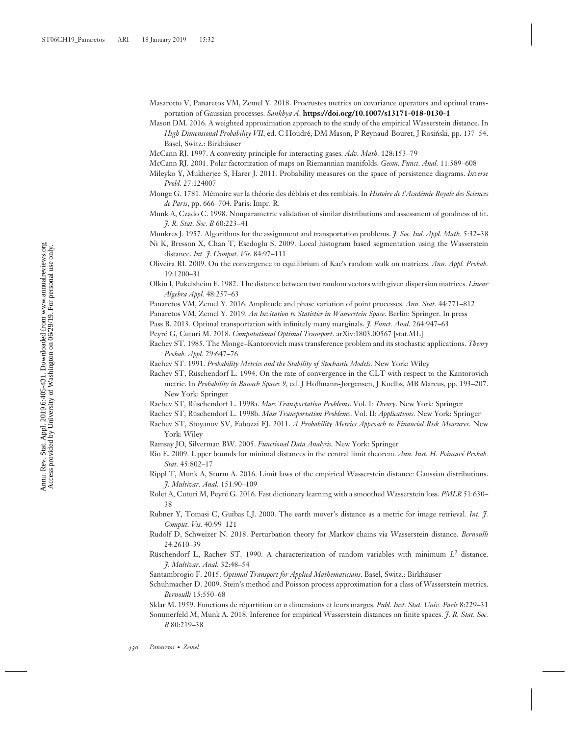Masarotto V, Panaretos VM, Zemel Y. 2018. Procrustes metrics on covariance operators and optimal transportation of Gaussian processes. *Sankhya A*. **https://doi.org/10.1007/s13171-018-0130-1**

Mason DM. 2016. A weighted approximation approach to the study of the empirical Wasserstein distance. In *High Dimensional Probability VII*, ed. C Houdré, DM Mason, P Reynaud-Bouret, J Rosiński, pp. 137–54. Basel, Switz.: Birkhäuser

McCann RJ. 1997. A convexity principle for interacting gases. *Adv. Math.* 128:153–79

McCann RJ. 2001. Polar factorization of maps on Riemannian manifolds. *Geom. Funct. Anal.* 11:589–608

Mileyko Y, Mukherjee S, Harer J. 2011. Probability measures on the space of persistence diagrams. *Inverse Probl.* 27:124007

Monge G. 1781. Mémoire sur la théorie des déblais et des remblais. In *Histoire de l'Académie Royale des Sciences de Paris*, pp. 666–704. Paris: Impr. R.

Munk A, Czado C. 1998. Nonparametric validation of similar distributions and assessment of goodness of fit. *J. R. Stat. Soc. B* 60:223–41

Munkres J. 1957. Algorithms for the assignment and transportation problems. *J. Soc. Ind. Appl. Math.* 5:32–38

Ni K, Bresson X, Chan T, Esedoglu S. 2009. Local histogram based segmentation using the Wasserstein distance. *Int. J. Comput. Vis.* 84:97–111

Oliveira RI. 2009. On the convergence to equilibrium of Kac's random walk on matrices. *Ann. Appl. Probab.* 19:1200–31

Olkin I, Pukelsheim F. 1982. The distance between two random vectors with given dispersion matrices. *Linear Algebra Appl.* 48:257–63

Panaretos VM, Zemel Y. 2016. Amplitude and phase variation of point processes. *Ann. Stat.* 44:771–812

Panaretos VM, Zemel Y. 2019. *An Invitation to Statistics in Wasserstein Space*. Berlin: Springer. In press

Pass B. 2013. Optimal transportation with infinitely many marginals. *J. Funct. Anal.* 264:947–63

Peyré G, Cuturi M. 2018. *Computational Optimal Transport*. arXiv:1803.00567 [stat.ML]

Rachev ST. 1985. The Monge–Kantorovich mass transference problem and its stochastic applications. *Theory Probab. Appl.* 29:647–76

Rachev ST. 1991. *Probability Metrics and the Stability of Stochastic Models*. New York: Wiley

Rachev ST, Rüschendorf L. 1994. On the rate of convergence in the CLT with respect to the Kantorovich metric. In *Probability in Banach Spaces 9*, ed. J Hoffmann-Jørgensen, J Kuelbs, MB Marcus, pp. 193–207. New York: Springer

Rachev ST, Rüschendorf L. 1998a. *Mass Transportation Problems*. Vol. I: *Theory*. New York: Springer

Rachev ST, Rüschendorf L. 1998b. *Mass Transportation Problems*. Vol. II: *Applications*. New York: Springer

Rachev ST, Stoyanov SV, Fabozzi FJ. 2011. *A Probability Metrics Approach to Financial Risk Measures*. New York: Wiley

Ramsay JO, Silverman BW. 2005. *Functional Data Analysis*. New York: Springer

Rio E. 2009. Upper bounds for minimal distances in the central limit theorem. *Ann. Inst. H. Poincaré Probab. Stat.* 45:802–17

Rippl T, Munk A, Sturm A. 2016. Limit laws of the empirical Wasserstein distance: Gaussian distributions. *J. Multivar. Anal.* 151:90–109

Rolet A, Cuturi M, Peyré G. 2016. Fast dictionary learning with a smoothed Wasserstein loss. *PMLR* 51:630–38

Rubner Y, Tomasi C, Guibas LJ. 2000. The earth mover's distance as a metric for image retrieval. *Int. J. Comput. Vis.* 40:99–121

Rudolf D, Schweizer N. 2018. Perturbation theory for Markov chains via Wasserstein distance. *Bernoulli* 24:2610–39

Rüschendorf L, Rachev ST. 1990. A characterization of random variables with minimum $L^2$-distance. *J. Multivar. Anal.* 32:48–54

Santambrogio F. 2015. *Optimal Transport for Applied Mathematicians*. Basel, Switz.: Birkhäuser

Schuhmacher D. 2009. Stein's method and Poisson process approximation for a class of Wasserstein metrics. *Bernoulli* 15:550–68

Sklar M. 1959. Fonctions de répartition en *n* dimensions et leurs marges. *Publ. Inst. Stat. Univ. Paris* 8:229–31

Sommerfeld M, Munk A. 2018. Inference for empirical Wasserstein distances on finite spaces. *J. R. Stat. Soc. B* 80:219–38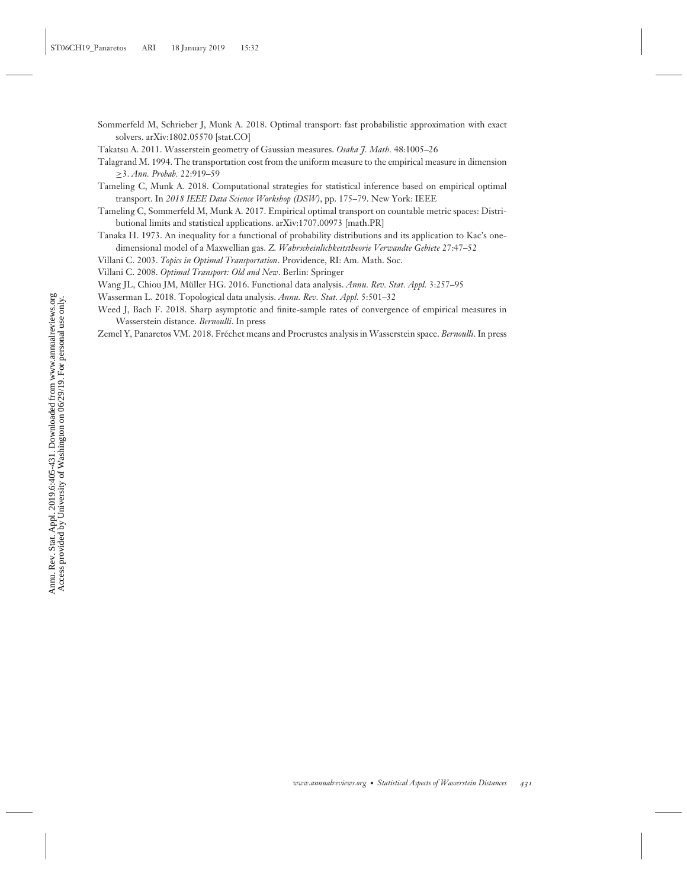Sommerfeld M, Schrieber J, Munk A. 2018. Optimal transport: fast probabilistic approximation with exact solvers. arXiv:1802.05570 [stat.CO]

Takatsu A. 2011. Wasserstein geometry of Gaussian measures. *Osaka J. Math.* 48:1005–26

Talagrand M. 1994. The transportation cost from the uniform measure to the empirical measure in dimension $\geq 3$. *Ann. Probab.* 22:919–59

Tameling C, Munk A. 2018. Computational strategies for statistical inference based on empirical optimal transport. In *2018 IEEE Data Science Workshop (DSW)*, pp. 175–79. New York: IEEE

Tameling C, Sommerfeld M, Munk A. 2017. Empirical optimal transport on countable metric spaces: Distributional limits and statistical applications. arXiv:1707.00973 [math.PR]

Tanaka H. 1973. An inequality for a functional of probability distributions and its application to Kac's one-dimensional model of a Maxwellian gas. *Z. Wahrscheinlichkeitstheorie Verwandte Gebiete* 27:47–52

Villani C. 2003. *Topics in Optimal Transportation*. Providence, RI: Am. Math. Soc.

Villani C. 2008. *Optimal Transport: Old and New*. Berlin: Springer

Wang JL, Chiou JM, Müller HG. 2016. Functional data analysis. *Annu. Rev. Stat. Appl.* 3:257–95

Wasserman L. 2018. Topological data analysis. *Annu. Rev. Stat. Appl.* 5:501–32

Weed J, Bach F. 2018. Sharp asymptotic and finite-sample rates of convergence of empirical measures in Wasserstein distance. *Bernoulli*. In press

Zemel Y, Panaretos VM. 2018. Fréchet means and Procrustes analysis in Wasserstein space. *Bernoulli*. In press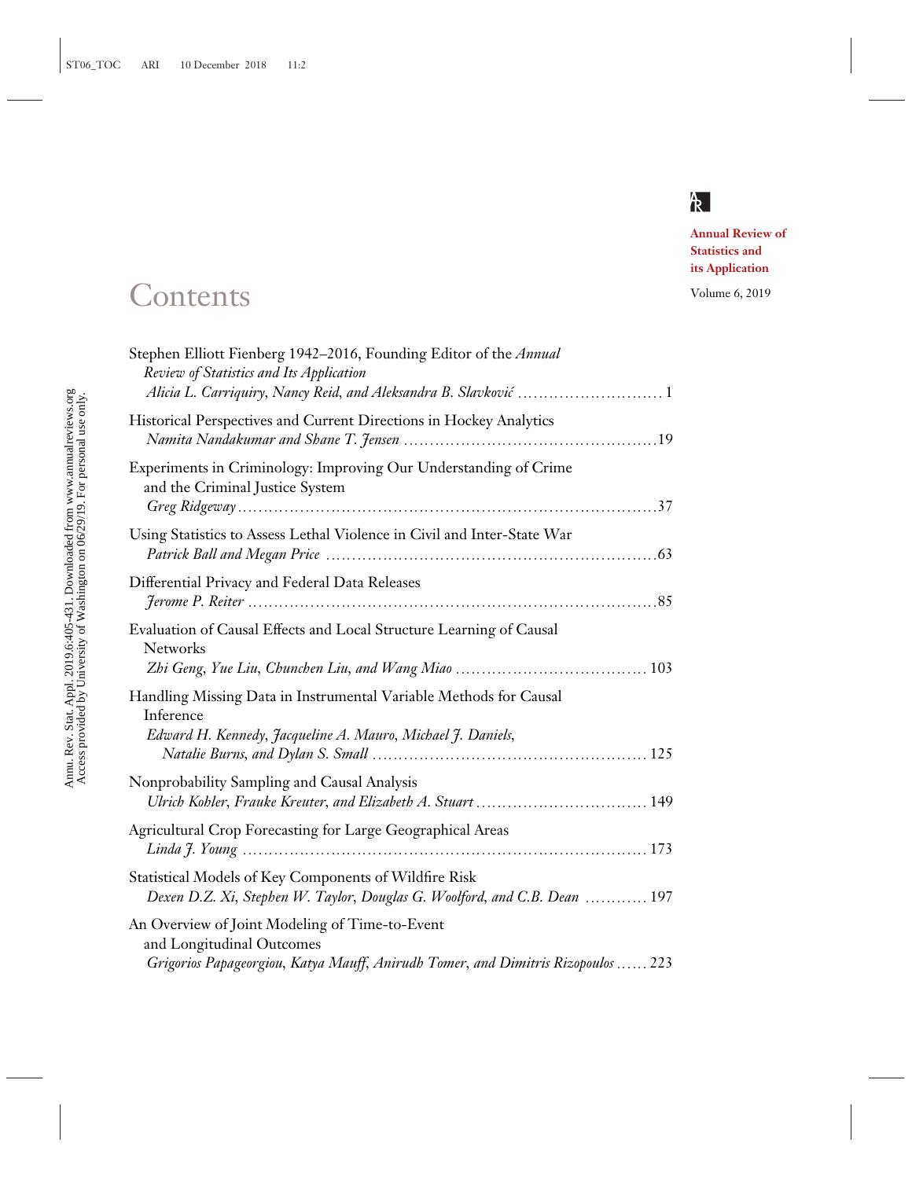**Annual Review of Statistics and its Application**

Volume 6, 2019

# Contents

Stephen Elliott Fienberg 1942–2016, Founding Editor of the *Annual Review of Statistics and Its Application*
*Alicia L. Carriquiry, Nancy Reid, and Aleksandra B. Slavković* ............................ 1

Historical Perspectives and Current Directions in Hockey Analytics
*Namita Nandakumar and Shane T. Jensen* ................................................ 19

Experiments in Criminology: Improving Our Understanding of Crime and the Criminal Justice System
*Greg Ridgeway* ........................................................................ 37

Using Statistics to Assess Lethal Violence in Civil and Inter-State War
*Patrick Ball and Megan Price* ............................................................ 63

Differential Privacy and Federal Data Releases
*Jerome P. Reiter* ........................................................................ 85

Evaluation of Causal Effects and Local Structure Learning of Causal Networks
*Zhi Geng, Yue Liu, Chunchen Liu, and Wang Miao* ................................... 103

Handling Missing Data in Instrumental Variable Methods for Causal Inference
*Edward H. Kennedy, Jacqueline A. Mauro, Michael J. Daniels, Natalie Burns, and Dylan S. Small* ................................................... 125

Nonprobability Sampling and Causal Analysis
*Ulrich Kohler, Frauke Kreuter, and Elizabeth A. Stuart* ................................ 149

Agricultural Crop Forecasting for Large Geographical Areas
*Linda J. Young* ........................................................................ 173

Statistical Models of Key Components of Wildfire Risk
*Dexen D.Z. Xi, Stephen W. Taylor, Douglas G. Woolford, and C.B. Dean* ............ 197

An Overview of Joint Modeling of Time-to-Event and Longitudinal Outcomes
*Grigorios Papageorgiou, Katya Mauff, Anirudh Tomer, and Dimitris Rizopoulos* ...... 223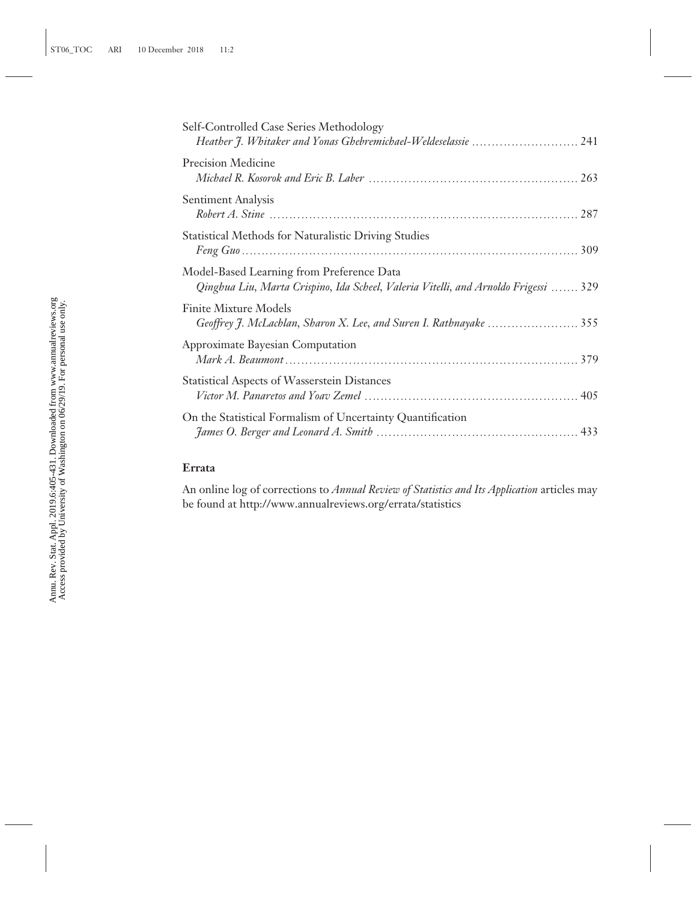Self-Controlled Case Series Methodology
*Heather J. Whitaker and Yonas Ghebremichael-Weldeselassie* . . . . . . . . . . . . . . . . . . . . . . . . . . . 241

Precision Medicine
*Michael R. Kosorok and Eric B. Laber* . . . . . . . . . . . . . . . . . . . . . . . . . . . . . . . . . . . . . . . . . . . . . . . . 263

Sentiment Analysis
*Robert A. Stine* . . . . . . . . . . . . . . . . . . . . . . . . . . . . . . . . . . . . . . . . . . . . . . . . . . . . . . . . . . . . . . . . . . . . . . . . . 287

Statistical Methods for Naturalistic Driving Studies
*Feng Guo* . . . . . . . . . . . . . . . . . . . . . . . . . . . . . . . . . . . . . . . . . . . . . . . . . . . . . . . . . . . . . . . . . . . . . . . . . . . . . . . . 309

Model-Based Learning from Preference Data
*Qinghua Liu, Marta Crispino, Ida Scheel, Valeria Vitelli, and Arnoldo Frigessi* . . . . . . . 329

Finite Mixture Models
*Geoffrey J. McLachlan, Sharon X. Lee, and Suren I. Rathnayake* . . . . . . . . . . . . . . . . . . . . . . . 355

Approximate Bayesian Computation
*Mark A. Beaumont* . . . . . . . . . . . . . . . . . . . . . . . . . . . . . . . . . . . . . . . . . . . . . . . . . . . . . . . . . . . . . . . . . . . . . . . . 379

Statistical Aspects of Wasserstein Distances
*Victor M. Panaretos and Yoav Zemel* . . . . . . . . . . . . . . . . . . . . . . . . . . . . . . . . . . . . . . . . . . . . . . . . . . . . 405

On the Statistical Formalism of Uncertainty Quantification
*James O. Berger and Leonard A. Smith* . . . . . . . . . . . . . . . . . . . . . . . . . . . . . . . . . . . . . . . . . . . . . . . . . 433

**Errata**

An online log of corrections to *Annual Review of Statistics and Its Application* articles may be found at http://www.annualreviews.org/errata/statistics